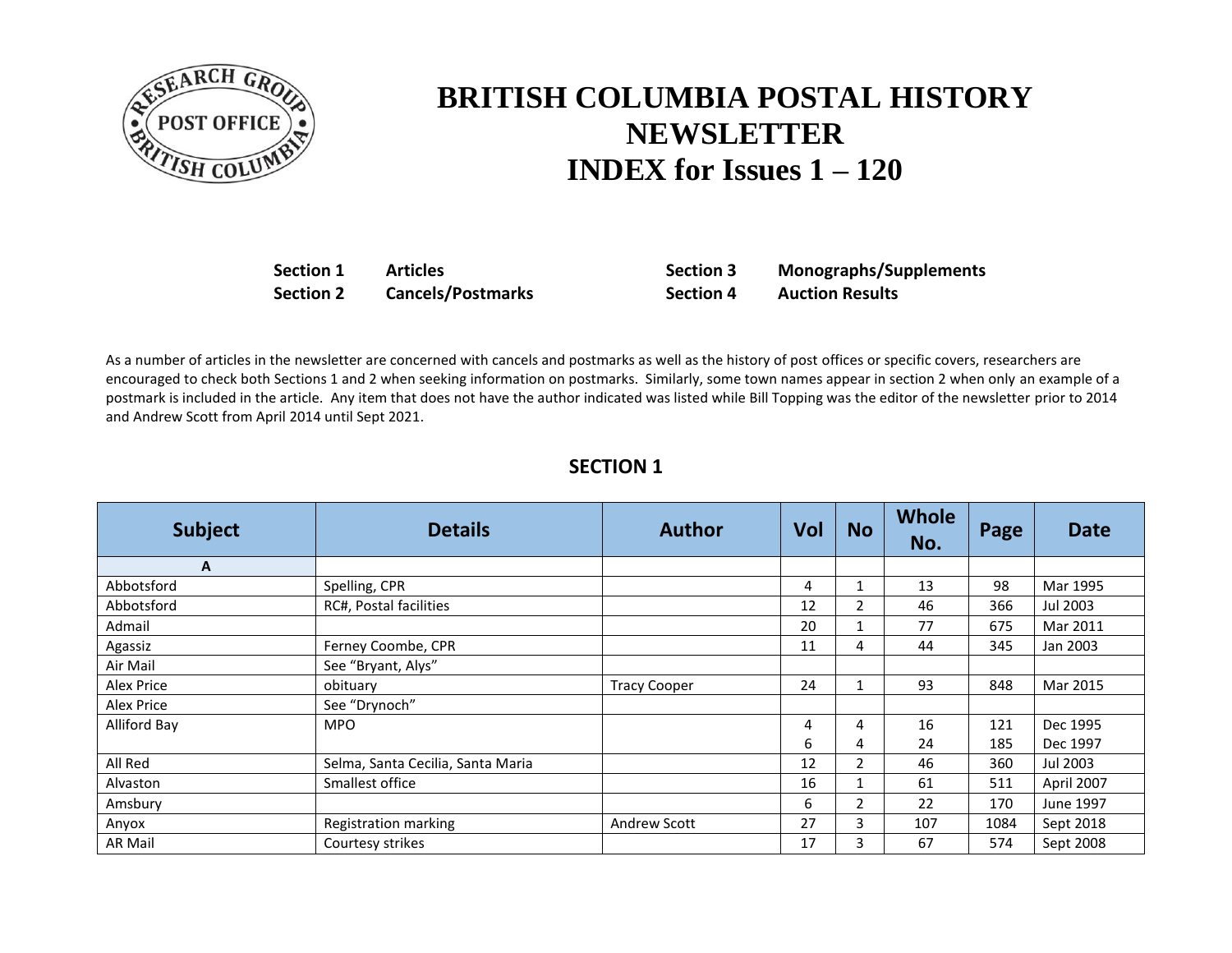# BRITISH COLUMBIA POSTAL HISTORY NEWSLETTER
# INDEX for Issues 1 – 120

**Section 1** **Articles**
**Section 2** **Cancels/Postmarks**
**Section 3** **Monographs/Supplements**
**Section 4** **Auction Results**

As a number of articles in the newsletter are concerned with cancels and postmarks as well as the history of post offices or specific covers, researchers are encouraged to check both Sections 1 and 2 when seeking information on postmarks. Similarly, some town names appear in section 2 when only an example of a postmark is included in the article. Any item that does not have the author indicated was listed while Bill Topping was the editor of the newsletter prior to 2014 and Andrew Scott from April 2014 until Sept 2021.

## SECTION 1

| Subject | Details | Author | Vol | No | Whole No. | Page | Date |
|---|---|---|---|---|---|---|---|
| **A** | | | | | | | |
| Abbotsford | Spelling, CPR | | 4 | 1 | 13 | 98 | Mar 1995 |
| Abbotsford | RC#, Postal facilities | | 12 | 2 | 46 | 366 | Jul 2003 |
| Admail | | | 20 | 1 | 77 | 675 | Mar 2011 |
| Agassiz | Ferney Coombe, CPR | | 11 | 4 | 44 | 345 | Jan 2003 |
| Air Mail | See "Bryant, Alys" | | | | | | |
| Alex Price | obituary | Tracy Cooper | 24 | 1 | 93 | 848 | Mar 2015 |
| Alex Price | See "Drynoch" | | | | | | |
| Alliford Bay | MPO | | 4 | 4 | 16 | 121 | Dec 1995 |
| | | | 6 | 4 | 24 | 185 | Dec 1997 |
| All Red | Selma, Santa Cecilia, Santa Maria | | 12 | 2 | 46 | 360 | Jul 2003 |
| Alvaston | Smallest office | | 16 | 1 | 61 | 511 | April 2007 |
| Amsbury | | | 6 | 2 | 22 | 170 | June 1997 |
| Anyox | Registration marking | Andrew Scott | 27 | 3 | 107 | 1084 | Sept 2018 |
| AR Mail | Courtesy strikes | | 17 | 3 | 67 | 574 | Sept 2008 |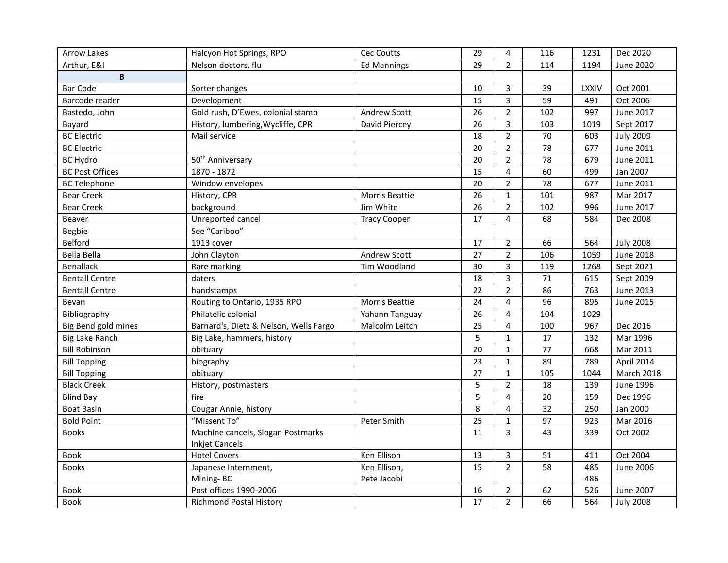| | | | | | | | |
|---|---|---|---|---|---|---|---|
| Arrow Lakes | Halcyon Hot Springs, RPO | Cec Coutts | 29 | 4 | 116 | 1231 | Dec 2020 |
| Arthur, E&I | Nelson doctors, flu | Ed Mannings | 29 | 2 | 114 | 1194 | June 2020 |
| **B** | | | | | | | |
| Bar Code | Sorter changes | | 10 | 3 | 39 | LXXIV | Oct 2001 |
| Barcode reader | Development | | 15 | 3 | 59 | 491 | Oct 2006 |
| Bastedo, John | Gold rush, D'Ewes, colonial stamp | Andrew Scott | 26 | 2 | 102 | 997 | June 2017 |
| Bayard | History, lumbering,Wycliffe, CPR | David Piercey | 26 | 3 | 103 | 1019 | Sept 2017 |
| BC Electric | Mail service | | 18 | 2 | 70 | 603 | July 2009 |
| BC Electric | | | 20 | 2 | 78 | 677 | June 2011 |
| BC Hydro | 50th Anniversary | | 20 | 2 | 78 | 679 | June 2011 |
| BC Post Offices | 1870 - 1872 | | 15 | 4 | 60 | 499 | Jan 2007 |
| BC Telephone | Window envelopes | | 20 | 2 | 78 | 677 | June 2011 |
| Bear Creek | History, CPR | Morris Beattie | 26 | 1 | 101 | 987 | Mar 2017 |
| Bear Creek | background | Jim White | 26 | 2 | 102 | 996 | June 2017 |
| Beaver | Unreported cancel | Tracy Cooper | 17 | 4 | 68 | 584 | Dec 2008 |
| Begbie | See "Cariboo" | | | | | | |
| Belford | 1913 cover | | 17 | 2 | 66 | 564 | July 2008 |
| Bella Bella | John Clayton | Andrew Scott | 27 | 2 | 106 | 1059 | June 2018 |
| Benallack | Rare marking | Tim Woodland | 30 | 3 | 119 | 1268 | Sept 2021 |
| Bentall Centre | daters | | 18 | 3 | 71 | 615 | Sept 2009 |
| Bentall Centre | handstamps | | 22 | 2 | 86 | 763 | June 2013 |
| Bevan | Routing to Ontario, 1935 RPO | Morris Beattie | 24 | 4 | 96 | 895 | June 2015 |
| Bibliography | Philatelic colonial | Yahann Tanguay | 26 | 4 | 104 | 1029 | |
| Big Bend gold mines | Barnard's, Dietz & Nelson, Wells Fargo | Malcolm Leitch | 25 | 4 | 100 | 967 | Dec 2016 |
| Big Lake Ranch | Big Lake, hammers, history | | 5 | 1 | 17 | 132 | Mar 1996 |
| Bill Robinson | obituary | | 20 | 1 | 77 | 668 | Mar 2011 |
| Bill Topping | biography | | 23 | 1 | 89 | 789 | April 2014 |
| Bill Topping | obituary | | 27 | 1 | 105 | 1044 | March 2018 |
| Black Creek | History, postmasters | | 5 | 2 | 18 | 139 | June 1996 |
| Blind Bay | fire | | 5 | 4 | 20 | 159 | Dec 1996 |
| Boat Basin | Cougar Annie, history | | 8 | 4 | 32 | 250 | Jan 2000 |
| Bold Point | "Missent To" | Peter Smith | 25 | 1 | 97 | 923 | Mar 2016 |
| Books | Machine cancels, Slogan Postmarks Inkjet Cancels | | 11 | 3 | 43 | 339 | Oct 2002 |
| Book | Hotel Covers | Ken Ellison | 13 | 3 | 51 | 411 | Oct 2004 |
| Books | Japanese Internment, Mining- BC | Ken Ellison, Pete Jacobi | 15 | 2 | 58 | 485 486 | June 2006 |
| Book | Post offices 1990-2006 | | 16 | 2 | 62 | 526 | June 2007 |
| Book | Richmond Postal History | | 17 | 2 | 66 | 564 | July 2008 |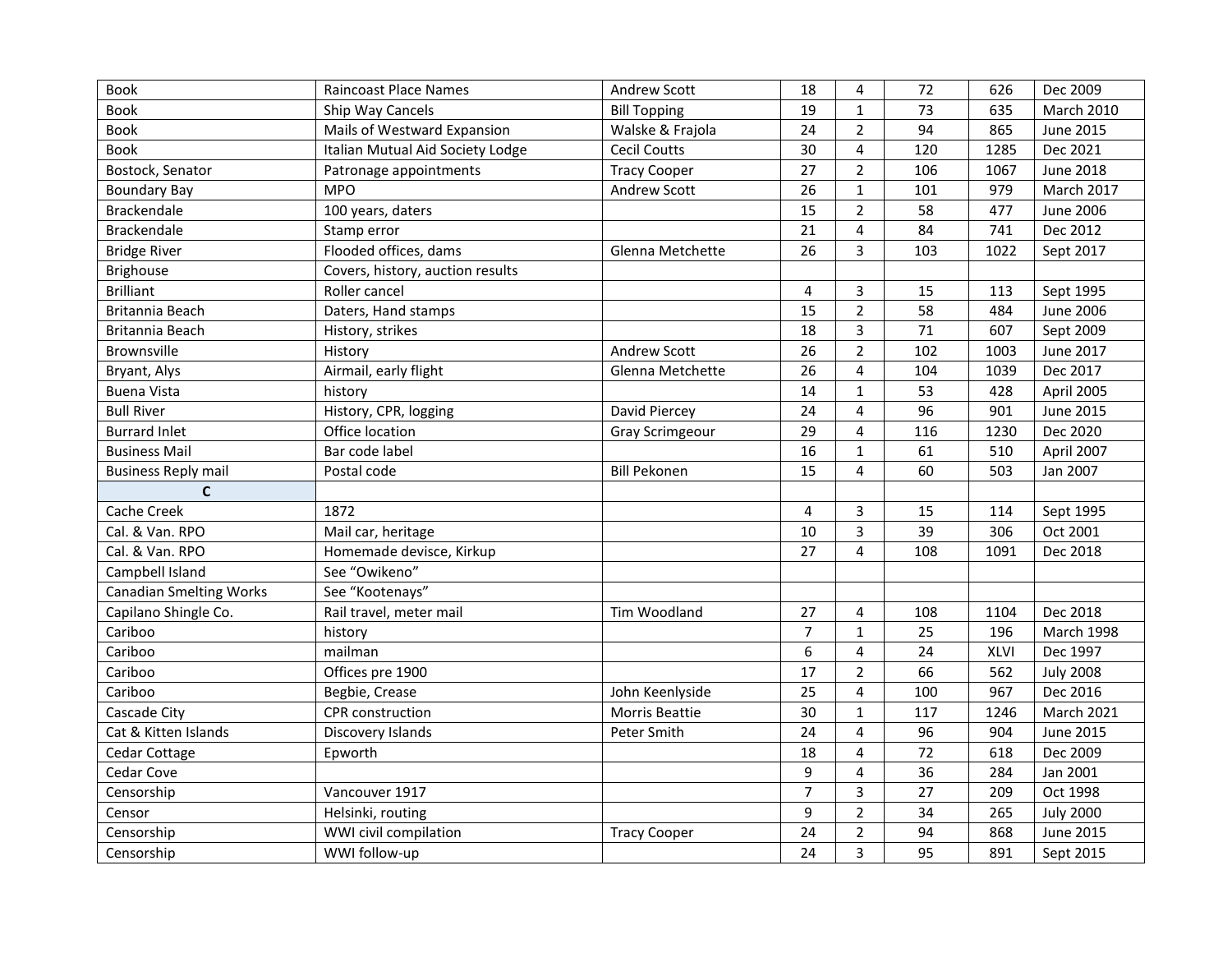| | | | | | | | |
|---|---|---|---|---|---|---|---|
| Book | Raincoast Place Names | Andrew Scott | 18 | 4 | 72 | 626 | Dec 2009 |
| Book | Ship Way Cancels | Bill Topping | 19 | 1 | 73 | 635 | March 2010 |
| Book | Mails of Westward Expansion | Walske & Frajola | 24 | 2 | 94 | 865 | June 2015 |
| Book | Italian Mutual Aid Society Lodge | Cecil Coutts | 30 | 4 | 120 | 1285 | Dec 2021 |
| Bostock, Senator | Patronage appointments | Tracy Cooper | 27 | 2 | 106 | 1067 | June 2018 |
| Boundary Bay | MPO | Andrew Scott | 26 | 1 | 101 | 979 | March 2017 |
| Brackendale | 100 years, daters | | 15 | 2 | 58 | 477 | June 2006 |
| Brackendale | Stamp error | | 21 | 4 | 84 | 741 | Dec 2012 |
| Bridge River | Flooded offices, dams | Glenna Metchette | 26 | 3 | 103 | 1022 | Sept 2017 |
| Brighouse | Covers, history, auction results | | | | | | |
| Brilliant | Roller cancel | | 4 | 3 | 15 | 113 | Sept 1995 |
| Britannia Beach | Daters, Hand stamps | | 15 | 2 | 58 | 484 | June 2006 |
| Britannia Beach | History, strikes | | 18 | 3 | 71 | 607 | Sept 2009 |
| Brownsville | History | Andrew Scott | 26 | 2 | 102 | 1003 | June 2017 |
| Bryant, Alys | Airmail, early flight | Glenna Metchette | 26 | 4 | 104 | 1039 | Dec 2017 |
| Buena Vista | history | | 14 | 1 | 53 | 428 | April 2005 |
| Bull River | History, CPR, logging | David Piercey | 24 | 4 | 96 | 901 | June 2015 |
| Burrard Inlet | Office location | Gray Scrimgeour | 29 | 4 | 116 | 1230 | Dec 2020 |
| Business Mail | Bar code label | | 16 | 1 | 61 | 510 | April 2007 |
| Business Reply mail | Postal code | Bill Pekonen | 15 | 4 | 60 | 503 | Jan 2007 |
| **C** | | | | | | | |
| Cache Creek | 1872 | | 4 | 3 | 15 | 114 | Sept 1995 |
| Cal. & Van. RPO | Mail car, heritage | | 10 | 3 | 39 | 306 | Oct 2001 |
| Cal. & Van. RPO | Homemade devisce, Kirkup | | 27 | 4 | 108 | 1091 | Dec 2018 |
| Campbell Island | See “Owikeno” | | | | | | |
| Canadian Smelting Works | See “Kootenays” | | | | | | |
| Capilano Shingle Co. | Rail travel, meter mail | Tim Woodland | 27 | 4 | 108 | 1104 | Dec 2018 |
| Cariboo | history | | 7 | 1 | 25 | 196 | March 1998 |
| Cariboo | mailman | | 6 | 4 | 24 | XLVI | Dec 1997 |
| Cariboo | Offices pre 1900 | | 17 | 2 | 66 | 562 | July 2008 |
| Cariboo | Begbie, Crease | John Keenlyside | 25 | 4 | 100 | 967 | Dec 2016 |
| Cascade City | CPR construction | Morris Beattie | 30 | 1 | 117 | 1246 | March 2021 |
| Cat & Kitten Islands | Discovery Islands | Peter Smith | 24 | 4 | 96 | 904 | June 2015 |
| Cedar Cottage | Epworth | | 18 | 4 | 72 | 618 | Dec 2009 |
| Cedar Cove | | | 9 | 4 | 36 | 284 | Jan 2001 |
| Censorship | Vancouver 1917 | | 7 | 3 | 27 | 209 | Oct 1998 |
| Censor | Helsinki, routing | | 9 | 2 | 34 | 265 | July 2000 |
| Censorship | WWI civil compilation | Tracy Cooper | 24 | 2 | 94 | 868 | June 2015 |
| Censorship | WWI follow-up | | 24 | 3 | 95 | 891 | Sept 2015 |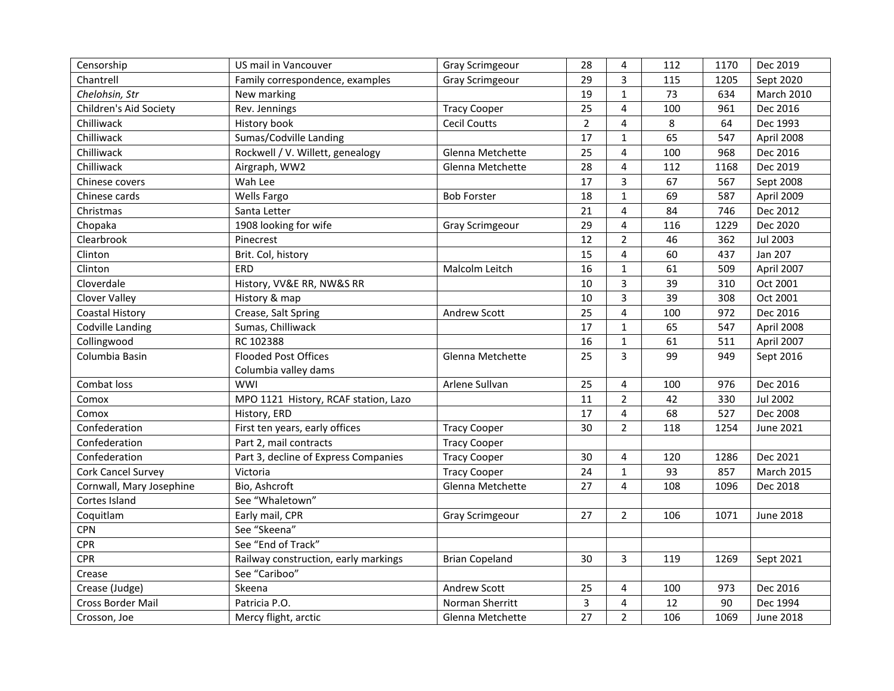| Censorship | US mail in Vancouver | Gray Scrimgeour | 28 | 4 | 112 | 1170 | Dec 2019 |
|---|---|---|---|---|---|---|---|
| Chantrell | Family correspondence, examples | Gray Scrimgeour | 29 | 3 | 115 | 1205 | Sept 2020 |
| *Chelohsin, Str* | New marking | | 19 | 1 | 73 | 634 | March 2010 |
| Children's Aid Society | Rev. Jennings | Tracy Cooper | 25 | 4 | 100 | 961 | Dec 2016 |
| Chilliwack | History book | Cecil Coutts | 2 | 4 | 8 | 64 | Dec 1993 |
| Chilliwack | Sumas/Codville Landing | | 17 | 1 | 65 | 547 | April 2008 |
| Chilliwack | Rockwell / V. Willett, genealogy | Glenna Metchette | 25 | 4 | 100 | 968 | Dec 2016 |
| Chilliwack | Airgraph, WW2 | Glenna Metchette | 28 | 4 | 112 | 1168 | Dec 2019 |
| Chinese covers | Wah Lee | | 17 | 3 | 67 | 567 | Sept 2008 |
| Chinese cards | Wells Fargo | Bob Forster | 18 | 1 | 69 | 587 | April 2009 |
| Christmas | Santa Letter | | 21 | 4 | 84 | 746 | Dec 2012 |
| Chopaka | 1908 looking for wife | Gray Scrimgeour | 29 | 4 | 116 | 1229 | Dec 2020 |
| Clearbrook | Pinecrest | | 12 | 2 | 46 | 362 | Jul 2003 |
| Clinton | Brit. Col, history | | 15 | 4 | 60 | 437 | Jan 207 |
| Clinton | ERD | Malcolm Leitch | 16 | 1 | 61 | 509 | April 2007 |
| Cloverdale | History, VV&E RR, NW&S RR | | 10 | 3 | 39 | 310 | Oct 2001 |
| Clover Valley | History & map | | 10 | 3 | 39 | 308 | Oct 2001 |
| Coastal History | Crease, Salt Spring | Andrew Scott | 25 | 4 | 100 | 972 | Dec 2016 |
| Codville Landing | Sumas, Chilliwack | | 17 | 1 | 65 | 547 | April 2008 |
| Collingwood | RC 102388 | | 16 | 1 | 61 | 511 | April 2007 |
| Columbia Basin | Flooded Post Offices<br>Columbia valley dams | Glenna Metchette | 25 | 3 | 99 | 949 | Sept 2016 |
| Combat loss | WWI | Arlene Sullvan | 25 | 4 | 100 | 976 | Dec 2016 |
| Comox | MPO 1121 History, RCAF station, Lazo | | 11 | 2 | 42 | 330 | Jul 2002 |
| Comox | History, ERD | | 17 | 4 | 68 | 527 | Dec 2008 |
| Confederation | First ten years, early offices | Tracy Cooper | 30 | 2 | 118 | 1254 | June 2021 |
| Confederation | Part 2, mail contracts | Tracy Cooper | | | | | |
| Confederation | Part 3, decline of Express Companies | Tracy Cooper | 30 | 4 | 120 | 1286 | Dec 2021 |
| Cork Cancel Survey | Victoria | Tracy Cooper | 24 | 1 | 93 | 857 | March 2015 |
| Cornwall, Mary Josephine | Bio, Ashcroft | Glenna Metchette | 27 | 4 | 108 | 1096 | Dec 2018 |
| Cortes Island | See "Whaletown" | | | | | | |
| Coquitlam | Early mail, CPR | Gray Scrimgeour | 27 | 2 | 106 | 1071 | June 2018 |
| CPN | See "Skeena" | | | | | | |
| CPR | See "End of Track" | | | | | | |
| CPR | Railway construction, early markings | Brian Copeland | 30 | 3 | 119 | 1269 | Sept 2021 |
| Crease | See "Cariboo" | | | | | | |
| Crease (Judge) | Skeena | Andrew Scott | 25 | 4 | 100 | 973 | Dec 2016 |
| Cross Border Mail | Patricia P.O. | Norman Sherritt | 3 | 4 | 12 | 90 | Dec 1994 |
| Crosson, Joe | Mercy flight, arctic | Glenna Metchette | 27 | 2 | 106 | 1069 | June 2018 |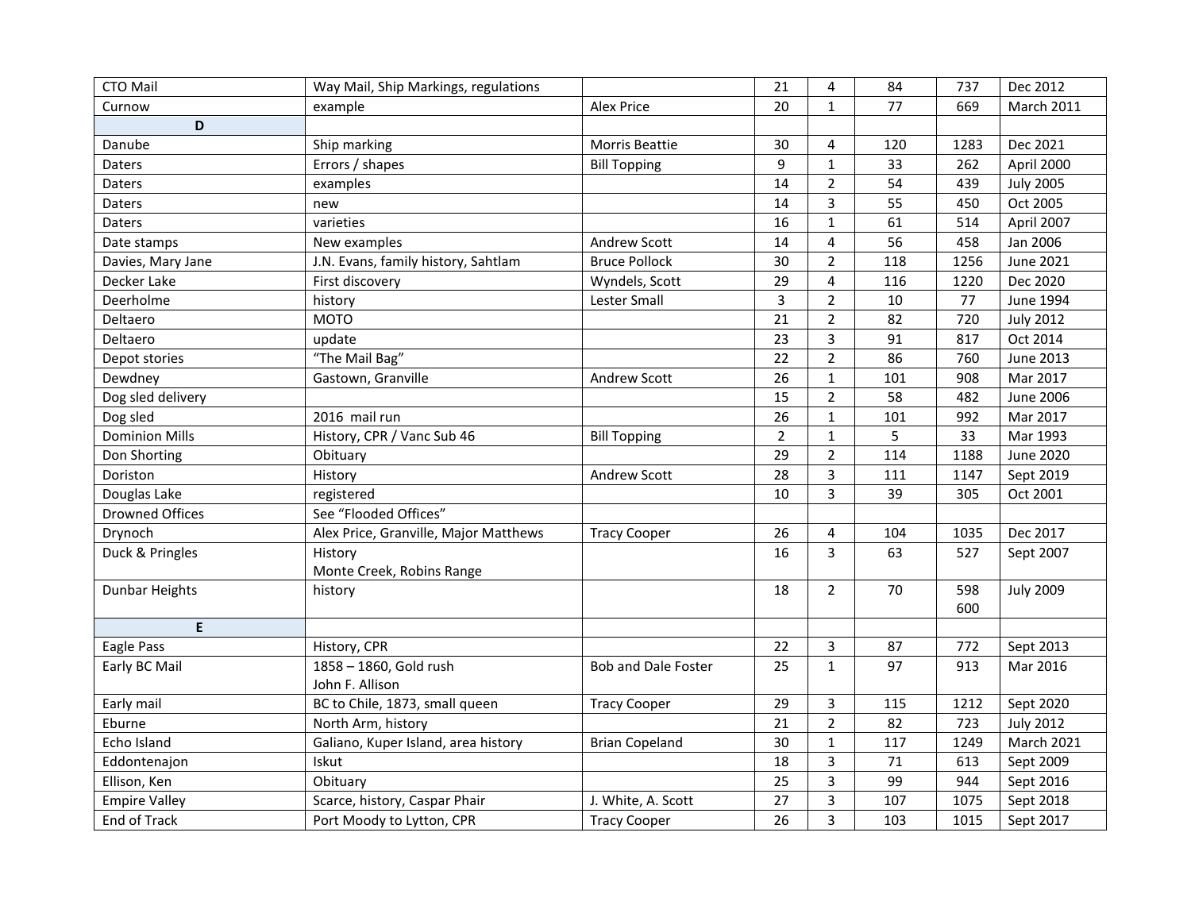| CTO Mail | Way Mail, Ship Markings, regulations | | 21 | 4 | 84 | 737 | Dec 2012 |
|---|---|---|---|---|---|---|---|
| Curnow | example | Alex Price | 20 | 1 | 77 | 669 | March 2011 |
| **D** | | | | | | | |
| Danube | Ship marking | Morris Beattie | 30 | 4 | 120 | 1283 | Dec 2021 |
| Daters | Errors / shapes | Bill Topping | 9 | 1 | 33 | 262 | April 2000 |
| Daters | examples | | 14 | 2 | 54 | 439 | July 2005 |
| Daters | new | | 14 | 3 | 55 | 450 | Oct 2005 |
| Daters | varieties | | 16 | 1 | 61 | 514 | April 2007 |
| Date stamps | New examples | Andrew Scott | 14 | 4 | 56 | 458 | Jan 2006 |
| Davies, Mary Jane | J.N. Evans, family history, Sahtlam | Bruce Pollock | 30 | 2 | 118 | 1256 | June 2021 |
| Decker Lake | First discovery | Wyndels, Scott | 29 | 4 | 116 | 1220 | Dec 2020 |
| Deerholme | history | Lester Small | 3 | 2 | 10 | 77 | June 1994 |
| Deltaero | MOTO | | 21 | 2 | 82 | 720 | July 2012 |
| Deltaero | update | | 23 | 3 | 91 | 817 | Oct 2014 |
| Depot stories | "The Mail Bag" | | 22 | 2 | 86 | 760 | June 2013 |
| Dewdney | Gastown, Granville | Andrew Scott | 26 | 1 | 101 | 908 | Mar 2017 |
| Dog sled delivery | | | 15 | 2 | 58 | 482 | June 2006 |
| Dog sled | 2016 mail run | | 26 | 1 | 101 | 992 | Mar 2017 |
| Dominion Mills | History, CPR / Vanc Sub 46 | Bill Topping | 2 | 1 | 5 | 33 | Mar 1993 |
| Don Shorting | Obituary | | 29 | 2 | 114 | 1188 | June 2020 |
| Doriston | History | Andrew Scott | 28 | 3 | 111 | 1147 | Sept 2019 |
| Douglas Lake | registered | | 10 | 3 | 39 | 305 | Oct 2001 |
| Drowned Offices | See "Flooded Offices" | | | | | | |
| Drynoch | Alex Price, Granville, Major Matthews | Tracy Cooper | 26 | 4 | 104 | 1035 | Dec 2017 |
| Duck & Pringles | History<br>Monte Creek, Robins Range | | 16 | 3 | 63 | 527 | Sept 2007 |
| Dunbar Heights | history | | 18 | 2 | 70 | 598<br>600 | July 2009 |
| **E** | | | | | | | |
| Eagle Pass | History, CPR | | 22 | 3 | 87 | 772 | Sept 2013 |
| Early BC Mail | 1858 – 1860, Gold rush<br>John F. Allison | Bob and Dale Foster | 25 | 1 | 97 | 913 | Mar 2016 |
| Early mail | BC to Chile, 1873, small queen | Tracy Cooper | 29 | 3 | 115 | 1212 | Sept 2020 |
| Eburne | North Arm, history | | 21 | 2 | 82 | 723 | July 2012 |
| Echo Island | Galiano, Kuper Island, area history | Brian Copeland | 30 | 1 | 117 | 1249 | March 2021 |
| Eddontenajon | Iskut | | 18 | 3 | 71 | 613 | Sept 2009 |
| Ellison, Ken | Obituary | | 25 | 3 | 99 | 944 | Sept 2016 |
| Empire Valley | Scarce, history, Caspar Phair | J. White, A. Scott | 27 | 3 | 107 | 1075 | Sept 2018 |
| End of Track | Port Moody to Lytton, CPR | Tracy Cooper | 26 | 3 | 103 | 1015 | Sept 2017 |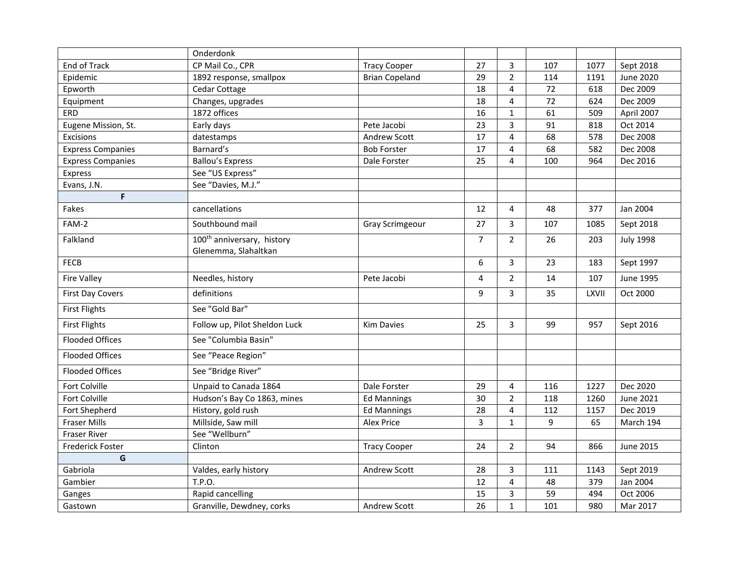| | | | | | | | |
|---|---|---|---|---|---|---|---|
| | Onderdonk | | | | | | |
| End of Track | CP Mail Co., CPR | Tracy Cooper | 27 | 3 | 107 | 1077 | Sept 2018 |
| Epidemic | 1892 response, smallpox | Brian Copeland | 29 | 2 | 114 | 1191 | June 2020 |
| Epworth | Cedar Cottage | | 18 | 4 | 72 | 618 | Dec 2009 |
| Equipment | Changes, upgrades | | 18 | 4 | 72 | 624 | Dec 2009 |
| ERD | 1872 offices | | 16 | 1 | 61 | 509 | April 2007 |
| Eugene Mission, St. | Early days | Pete Jacobi | 23 | 3 | 91 | 818 | Oct 2014 |
| Excisions | datestamps | Andrew Scott | 17 | 4 | 68 | 578 | Dec 2008 |
| Express Companies | Barnard's | Bob Forster | 17 | 4 | 68 | 582 | Dec 2008 |
| Express Companies | Ballou's Express | Dale Forster | 25 | 4 | 100 | 964 | Dec 2016 |
| Express | See "US Express" | | | | | | |
| Evans, J.N. | See "Davies, M.J." | | | | | | |
| **F** | | | | | | | |
| Fakes | cancellations | | 12 | 4 | 48 | 377 | Jan 2004 |
| FAM-2 | Southbound mail | Gray Scrimgeour | 27 | 3 | 107 | 1085 | Sept 2018 |
| Falkland | 100th anniversary, history Glenemma, Slahaltkan | | 7 | 2 | 26 | 203 | July 1998 |
| FECB | | | 6 | 3 | 23 | 183 | Sept 1997 |
| Fire Valley | Needles, history | Pete Jacobi | 4 | 2 | 14 | 107 | June 1995 |
| First Day Covers | definitions | | 9 | 3 | 35 | LXVII | Oct 2000 |
| First Flights | See "Gold Bar" | | | | | | |
| First Flights | Follow up, Pilot Sheldon Luck | Kim Davies | 25 | 3 | 99 | 957 | Sept 2016 |
| Flooded Offices | See "Columbia Basin" | | | | | | |
| Flooded Offices | See "Peace Region" | | | | | | |
| Flooded Offices | See "Bridge River" | | | | | | |
| Fort Colville | Unpaid to Canada 1864 | Dale Forster | 29 | 4 | 116 | 1227 | Dec 2020 |
| Fort Colville | Hudson's Bay Co 1863, mines | Ed Mannings | 30 | 2 | 118 | 1260 | June 2021 |
| Fort Shepherd | History, gold rush | Ed Mannings | 28 | 4 | 112 | 1157 | Dec 2019 |
| Fraser Mills | Millside, Saw mill | Alex Price | 3 | 1 | 9 | 65 | March 194 |
| Fraser River | See "Wellburn" | | | | | | |
| Frederick Foster | Clinton | Tracy Cooper | 24 | 2 | 94 | 866 | June 2015 |
| **G** | | | | | | | |
| Gabriola | Valdes, early history | Andrew Scott | 28 | 3 | 111 | 1143 | Sept 2019 |
| Gambier | T.P.O. | | 12 | 4 | 48 | 379 | Jan 2004 |
| Ganges | Rapid cancelling | | 15 | 3 | 59 | 494 | Oct 2006 |
| Gastown | Granville, Dewdney, corks | Andrew Scott | 26 | 1 | 101 | 980 | Mar 2017 |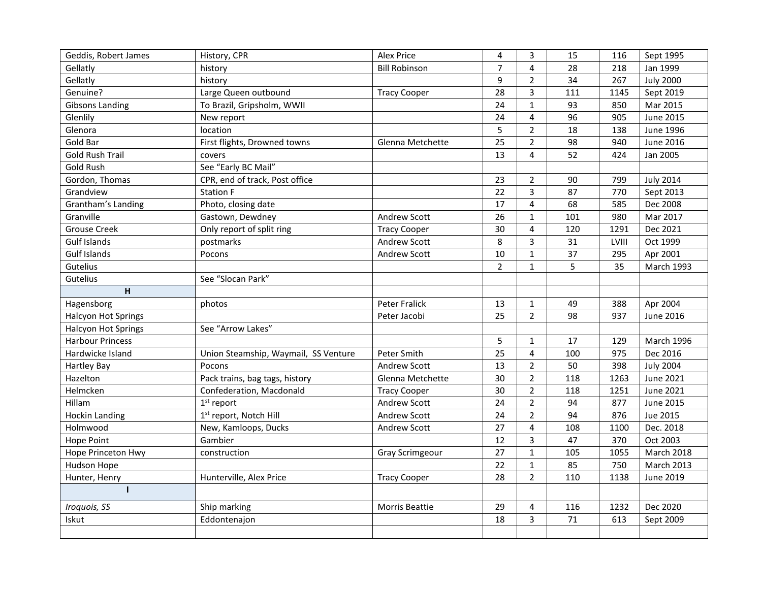| | | | | | | | |
|---|---|---|---|---|---|---|---|
| Geddis, Robert James | History, CPR | Alex Price | 4 | 3 | 15 | 116 | Sept 1995 |
| Gellatly | history | Bill Robinson | 7 | 4 | 28 | 218 | Jan 1999 |
| Gellatly | history | | 9 | 2 | 34 | 267 | July 2000 |
| Genuine? | Large Queen outbound | Tracy Cooper | 28 | 3 | 111 | 1145 | Sept 2019 |
| Gibsons Landing | To Brazil, Gripsholm, WWII | | 24 | 1 | 93 | 850 | Mar 2015 |
| Glenlily | New report | | 24 | 4 | 96 | 905 | June 2015 |
| Glenora | location | | 5 | 2 | 18 | 138 | June 1996 |
| Gold Bar | First flights, Drowned towns | Glenna Metchette | 25 | 2 | 98 | 940 | June 2016 |
| Gold Rush Trail | covers | | 13 | 4 | 52 | 424 | Jan 2005 |
| Gold Rush | See "Early BC Mail" | | | | | | |
| Gordon, Thomas | CPR, end of track, Post office | | 23 | 2 | 90 | 799 | July 2014 |
| Grandview | Station F | | 22 | 3 | 87 | 770 | Sept 2013 |
| Grantham's Landing | Photo, closing date | | 17 | 4 | 68 | 585 | Dec 2008 |
| Granville | Gastown, Dewdney | Andrew Scott | 26 | 1 | 101 | 980 | Mar 2017 |
| Grouse Creek | Only report of split ring | Tracy Cooper | 30 | 4 | 120 | 1291 | Dec 2021 |
| Gulf Islands | postmarks | Andrew Scott | 8 | 3 | 31 | LVIII | Oct 1999 |
| Gulf Islands | Pocons | Andrew Scott | 10 | 1 | 37 | 295 | Apr 2001 |
| Gutelius | | | 2 | 1 | 5 | 35 | March 1993 |
| Gutelius | See "Slocan Park" | | | | | | |
| **H** | | | | | | | |
| Hagensborg | photos | Peter Fralick | 13 | 1 | 49 | 388 | Apr 2004 |
| Halcyon Hot Springs | | Peter Jacobi | 25 | 2 | 98 | 937 | June 2016 |
| Halcyon Hot Springs | See "Arrow Lakes" | | | | | | |
| Harbour Princess | | | 5 | 1 | 17 | 129 | March 1996 |
| Hardwicke Island | Union Steamship, Waymail, SS Venture | Peter Smith | 25 | 4 | 100 | 975 | Dec 2016 |
| Hartley Bay | Pocons | Andrew Scott | 13 | 2 | 50 | 398 | July 2004 |
| Hazelton | Pack trains, bag tags, history | Glenna Metchette | 30 | 2 | 118 | 1263 | June 2021 |
| Helmcken | Confederation, Macdonald | Tracy Cooper | 30 | 2 | 118 | 1251 | June 2021 |
| Hillam | 1st report | Andrew Scott | 24 | 2 | 94 | 877 | June 2015 |
| Hockin Landing | 1st report, Notch Hill | Andrew Scott | 24 | 2 | 94 | 876 | Jue 2015 |
| Holmwood | New, Kamloops, Ducks | Andrew Scott | 27 | 4 | 108 | 1100 | Dec. 2018 |
| Hope Point | Gambier | | 12 | 3 | 47 | 370 | Oct 2003 |
| Hope Princeton Hwy | construction | Gray Scrimgeour | 27 | 1 | 105 | 1055 | March 2018 |
| Hudson Hope | | | 22 | 1 | 85 | 750 | March 2013 |
| Hunter, Henry | Hunterville, Alex Price | Tracy Cooper | 28 | 2 | 110 | 1138 | June 2019 |
| **I** | | | | | | | |
| *Iroquois, SS* | Ship marking | Morris Beattie | 29 | 4 | 116 | 1232 | Dec 2020 |
| Iskut | Eddontenajon | | 18 | 3 | 71 | 613 | Sept 2009 |
| | | | | | | | |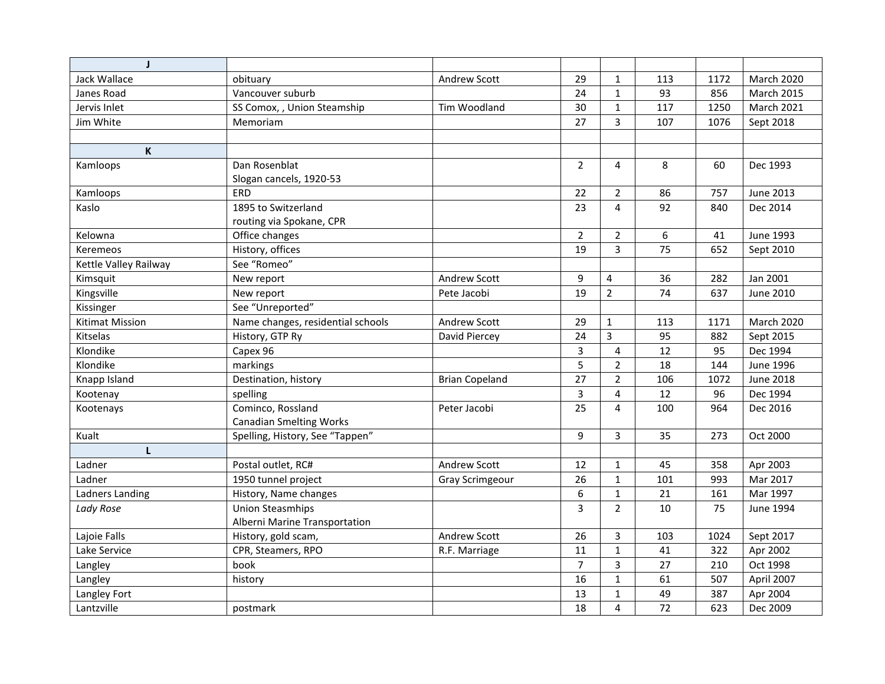| | | | | | | | |
|---|---|---|---|---|---|---|---|
| **J** | | | | | | | |
| Jack Wallace | obituary | Andrew Scott | 29 | 1 | 113 | 1172 | March 2020 |
| Janes Road | Vancouver suburb | | 24 | 1 | 93 | 856 | March 2015 |
| Jervis Inlet | SS Comox, , Union Steamship | Tim Woodland | 30 | 1 | 117 | 1250 | March 2021 |
| Jim White | Memoriam | | 27 | 3 | 107 | 1076 | Sept 2018 |
| | | | | | | | |
| **K** | | | | | | | |
| Kamloops | Dan Rosenblat<br>Slogan cancels, 1920-53 | | 2 | 4 | 8 | 60 | Dec 1993 |
| Kamloops | ERD | | 22 | 2 | 86 | 757 | June 2013 |
| Kaslo | 1895 to Switzerland<br>routing via Spokane, CPR | | 23 | 4 | 92 | 840 | Dec 2014 |
| Kelowna | Office changes | | 2 | 2 | 6 | 41 | June 1993 |
| Keremeos | History, offices | | 19 | 3 | 75 | 652 | Sept 2010 |
| Kettle Valley Railway | See "Romeo" | | | | | | |
| Kimsquit | New report | Andrew Scott | 9 | 4 | 36 | 282 | Jan 2001 |
| Kingsville | New report | Pete Jacobi | 19 | 2 | 74 | 637 | June 2010 |
| Kissinger | See "Unreported" | | | | | | |
| Kitimat Mission | Name changes, residential schools | Andrew Scott | 29 | 1 | 113 | 1171 | March 2020 |
| Kitselas | History, GTP Ry | David Piercey | 24 | 3 | 95 | 882 | Sept 2015 |
| Klondike | Capex 96 | | 3 | 4 | 12 | 95 | Dec 1994 |
| Klondike | markings | | 5 | 2 | 18 | 144 | June 1996 |
| Knapp Island | Destination, history | Brian Copeland | 27 | 2 | 106 | 1072 | June 2018 |
| Kootenay | spelling | | 3 | 4 | 12 | 96 | Dec 1994 |
| Kootenays | Cominco, Rossland<br>Canadian Smelting Works | Peter Jacobi | 25 | 4 | 100 | 964 | Dec 2016 |
| Kualt | Spelling, History, See "Tappen" | | 9 | 3 | 35 | 273 | Oct 2000 |
| **L** | | | | | | | |
| Ladner | Postal outlet, RC# | Andrew Scott | 12 | 1 | 45 | 358 | Apr 2003 |
| Ladner | 1950 tunnel project | Gray Scrimgeour | 26 | 1 | 101 | 993 | Mar 2017 |
| Ladners Landing | History, Name changes | | 6 | 1 | 21 | 161 | Mar 1997 |
| *Lady Rose* | Union Steasmhips<br>Alberni Marine Transportation | | 3 | 2 | 10 | 75 | June 1994 |
| Lajoie Falls | History, gold scam, | Andrew Scott | 26 | 3 | 103 | 1024 | Sept 2017 |
| Lake Service | CPR, Steamers, RPO | R.F. Marriage | 11 | 1 | 41 | 322 | Apr 2002 |
| Langley | book | | 7 | 3 | 27 | 210 | Oct 1998 |
| Langley | history | | 16 | 1 | 61 | 507 | April 2007 |
| Langley Fort | | | 13 | 1 | 49 | 387 | Apr 2004 |
| Lantzville | postmark | | 18 | 4 | 72 | 623 | Dec 2009 |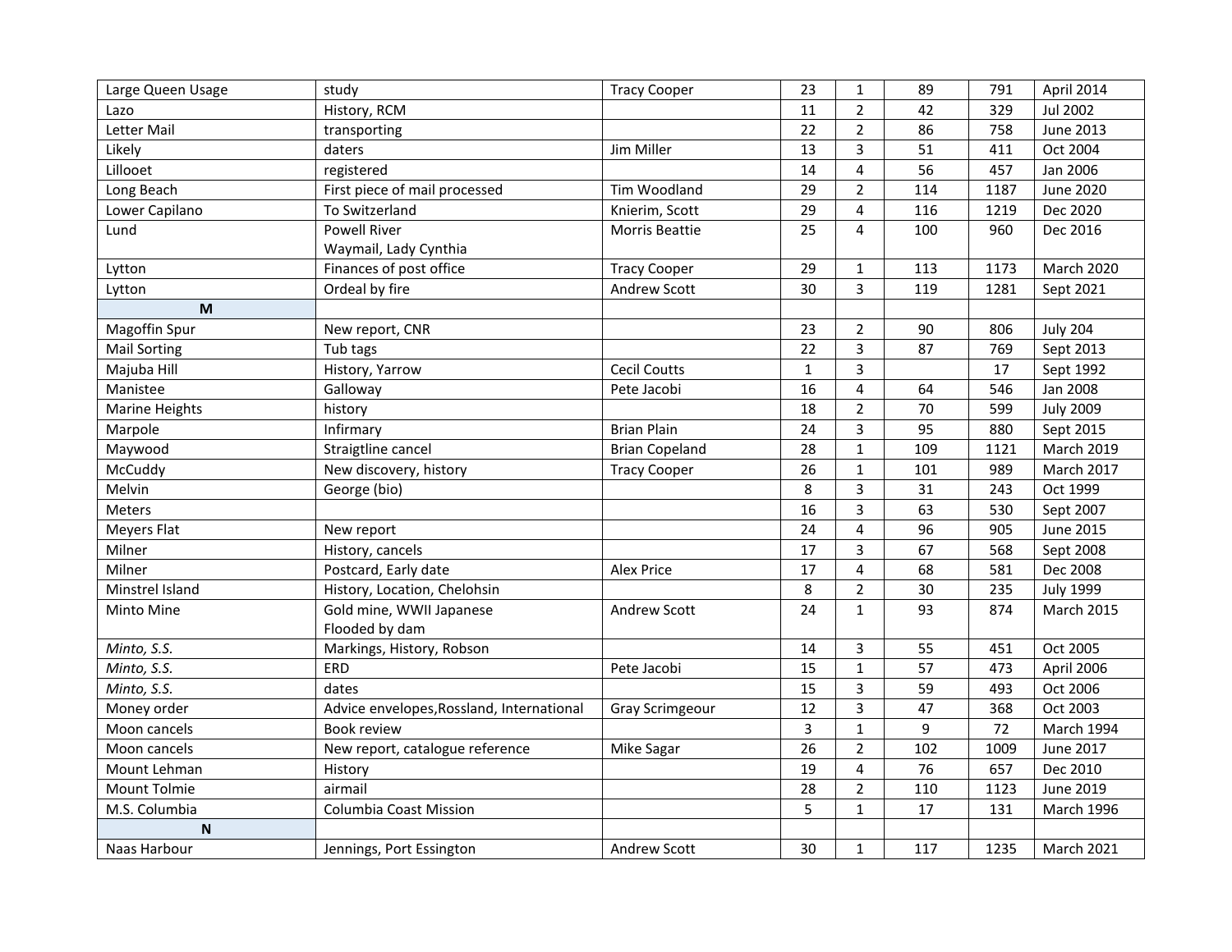| | | | | | | | |
|---|---|---|---|---|---|---|---|
| Large Queen Usage | study | Tracy Cooper | 23 | 1 | 89 | 791 | April 2014 |
| Lazo | History, RCM | | 11 | 2 | 42 | 329 | Jul 2002 |
| Letter Mail | transporting | | 22 | 2 | 86 | 758 | June 2013 |
| Likely | daters | Jim Miller | 13 | 3 | 51 | 411 | Oct 2004 |
| Lillooet | registered | | 14 | 4 | 56 | 457 | Jan 2006 |
| Long Beach | First piece of mail processed | Tim Woodland | 29 | 2 | 114 | 1187 | June 2020 |
| Lower Capilano | To Switzerland | Knierim, Scott | 29 | 4 | 116 | 1219 | Dec 2020 |
| Lund | Powell River Waymail, Lady Cynthia | Morris Beattie | 25 | 4 | 100 | 960 | Dec 2016 |
| Lytton | Finances of post office | Tracy Cooper | 29 | 1 | 113 | 1173 | March 2020 |
| Lytton | Ordeal by fire | Andrew Scott | 30 | 3 | 119 | 1281 | Sept 2021 |
| **M** | | | | | | | |
| Magoffin Spur | New report, CNR | | 23 | 2 | 90 | 806 | July 204 |
| Mail Sorting | Tub tags | | 22 | 3 | 87 | 769 | Sept 2013 |
| Majuba Hill | History, Yarrow | Cecil Coutts | 1 | 3 | | 17 | Sept 1992 |
| Manistee | Galloway | Pete Jacobi | 16 | 4 | 64 | 546 | Jan 2008 |
| Marine Heights | history | | 18 | 2 | 70 | 599 | July 2009 |
| Marpole | Infirmary | Brian Plain | 24 | 3 | 95 | 880 | Sept 2015 |
| Maywood | Straigtline cancel | Brian Copeland | 28 | 1 | 109 | 1121 | March 2019 |
| McCuddy | New discovery, history | Tracy Cooper | 26 | 1 | 101 | 989 | March 2017 |
| Melvin | George (bio) | | 8 | 3 | 31 | 243 | Oct 1999 |
| Meters | | | 16 | 3 | 63 | 530 | Sept 2007 |
| Meyers Flat | New report | | 24 | 4 | 96 | 905 | June 2015 |
| Milner | History, cancels | | 17 | 3 | 67 | 568 | Sept 2008 |
| Milner | Postcard, Early date | Alex Price | 17 | 4 | 68 | 581 | Dec 2008 |
| Minstrel Island | History, Location, Chelohsin | | 8 | 2 | 30 | 235 | July 1999 |
| Minto Mine | Gold mine, WWII Japanese Flooded by dam | Andrew Scott | 24 | 1 | 93 | 874 | March 2015 |
| *Minto, S.S.* | Markings, History, Robson | | 14 | 3 | 55 | 451 | Oct 2005 |
| *Minto, S.S.* | ERD | Pete Jacobi | 15 | 1 | 57 | 473 | April 2006 |
| *Minto, S.S.* | dates | | 15 | 3 | 59 | 493 | Oct 2006 |
| Money order | Advice envelopes,Rossland, International | Gray Scrimgeour | 12 | 3 | 47 | 368 | Oct 2003 |
| Moon cancels | Book review | | 3 | 1 | 9 | 72 | March 1994 |
| Moon cancels | New report, catalogue reference | Mike Sagar | 26 | 2 | 102 | 1009 | June 2017 |
| Mount Lehman | History | | 19 | 4 | 76 | 657 | Dec 2010 |
| Mount Tolmie | airmail | | 28 | 2 | 110 | 1123 | June 2019 |
| M.S. Columbia | Columbia Coast Mission | | 5 | 1 | 17 | 131 | March 1996 |
| **N** | | | | | | | |
| Naas Harbour | Jennings, Port Essington | Andrew Scott | 30 | 1 | 117 | 1235 | March 2021 |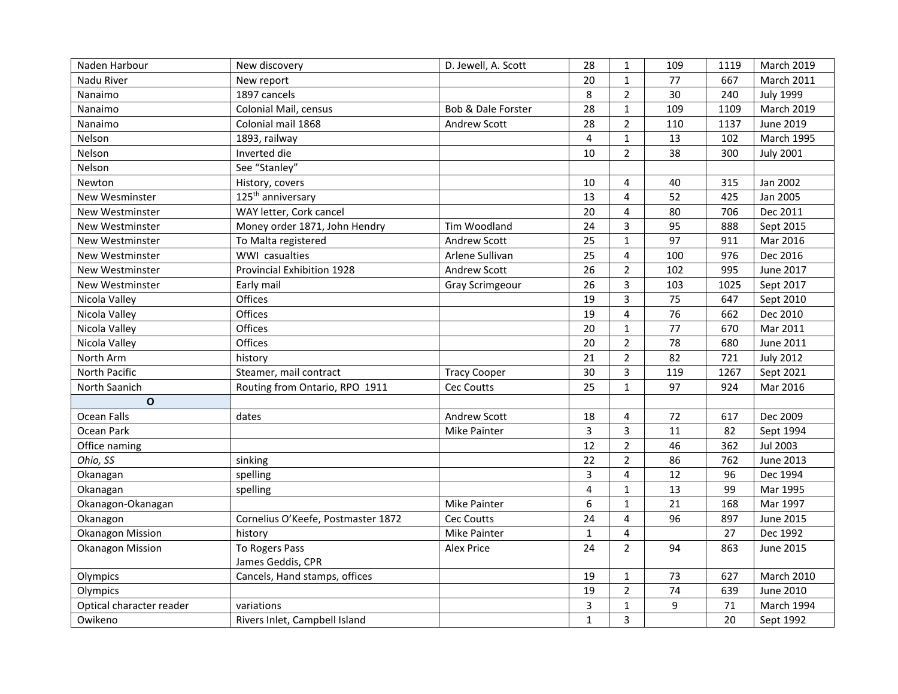| | | | | | | | |
|---|---|---|---|---|---|---|---|
| Naden Harbour | New discovery | D. Jewell, A. Scott | 28 | 1 | 109 | 1119 | March 2019 |
| Nadu River | New report | | 20 | 1 | 77 | 667 | March 2011 |
| Nanaimo | 1897 cancels | | 8 | 2 | 30 | 240 | July 1999 |
| Nanaimo | Colonial Mail, census | Bob & Dale Forster | 28 | 1 | 109 | 1109 | March 2019 |
| Nanaimo | Colonial mail 1868 | Andrew Scott | 28 | 2 | 110 | 1137 | June 2019 |
| Nelson | 1893, railway | | 4 | 1 | 13 | 102 | March 1995 |
| Nelson | Inverted die | | 10 | 2 | 38 | 300 | July 2001 |
| Nelson | See “Stanley” | | | | | | |
| Newton | History, covers | | 10 | 4 | 40 | 315 | Jan 2002 |
| New Wesminster | 125th anniversary | | 13 | 4 | 52 | 425 | Jan 2005 |
| New Westminster | WAY letter, Cork cancel | | 20 | 4 | 80 | 706 | Dec 2011 |
| New Westminster | Money order 1871, John Hendry | Tim Woodland | 24 | 3 | 95 | 888 | Sept 2015 |
| New Westminster | To Malta registered | Andrew Scott | 25 | 1 | 97 | 911 | Mar 2016 |
| New Westminster | WWI casualties | Arlene Sullivan | 25 | 4 | 100 | 976 | Dec 2016 |
| New Westminster | Provincial Exhibition 1928 | Andrew Scott | 26 | 2 | 102 | 995 | June 2017 |
| New Westminster | Early mail | Gray Scrimgeour | 26 | 3 | 103 | 1025 | Sept 2017 |
| Nicola Valley | Offices | | 19 | 3 | 75 | 647 | Sept 2010 |
| Nicola Valley | Offices | | 19 | 4 | 76 | 662 | Dec 2010 |
| Nicola Valley | Offices | | 20 | 1 | 77 | 670 | Mar 2011 |
| Nicola Valley | Offices | | 20 | 2 | 78 | 680 | June 2011 |
| North Arm | history | | 21 | 2 | 82 | 721 | July 2012 |
| North Pacific | Steamer, mail contract | Tracy Cooper | 30 | 3 | 119 | 1267 | Sept 2021 |
| North Saanich | Routing from Ontario, RPO 1911 | Cec Coutts | 25 | 1 | 97 | 924 | Mar 2016 |
| **O** | | | | | | | |
| Ocean Falls | dates | Andrew Scott | 18 | 4 | 72 | 617 | Dec 2009 |
| Ocean Park | | Mike Painter | 3 | 3 | 11 | 82 | Sept 1994 |
| Office naming | | | 12 | 2 | 46 | 362 | Jul 2003 |
| *Ohio, SS* | sinking | | 22 | 2 | 86 | 762 | June 2013 |
| Okanagan | spelling | | 3 | 4 | 12 | 96 | Dec 1994 |
| Okanagan | spelling | | 4 | 1 | 13 | 99 | Mar 1995 |
| Okanagon-Okanagan | | Mike Painter | 6 | 1 | 21 | 168 | Mar 1997 |
| Okanagon | Cornelius O’Keefe, Postmaster 1872 | Cec Coutts | 24 | 4 | 96 | 897 | June 2015 |
| Okanagon Mission | history | Mike Painter | 1 | 4 | | 27 | Dec 1992 |
| Okanagon Mission | To Rogers Pass James Geddis, CPR | Alex Price | 24 | 2 | 94 | 863 | June 2015 |
| Olympics | Cancels, Hand stamps, offices | | 19 | 1 | 73 | 627 | March 2010 |
| Olympics | | | 19 | 2 | 74 | 639 | June 2010 |
| Optical character reader | variations | | 3 | 1 | 9 | 71 | March 1994 |
| Owikeno | Rivers Inlet, Campbell Island | | 1 | 3 | | 20 | Sept 1992 |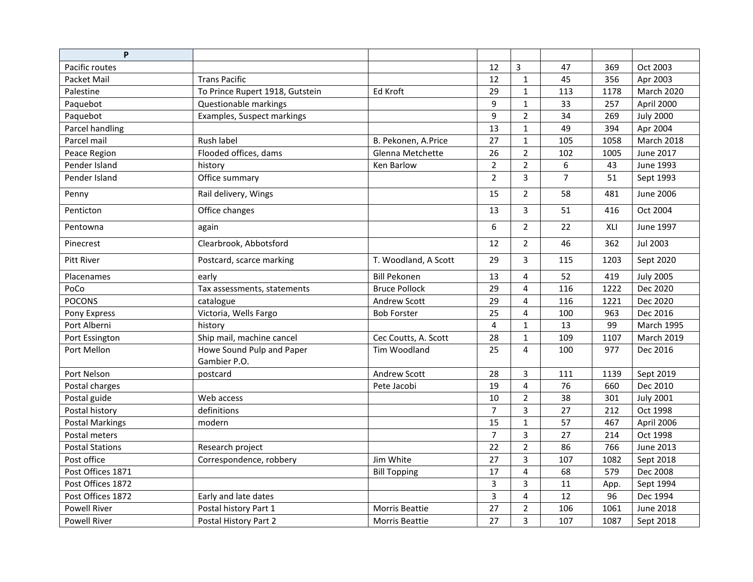| P | | | | | | | |
|---|---|---|---|---|---|---|---|
| Pacific routes | | | 12 | 3 | 47 | 369 | Oct 2003 |
| Packet Mail | Trans Pacific | | 12 | 1 | 45 | 356 | Apr 2003 |
| Palestine | To Prince Rupert 1918, Gutstein | Ed Kroft | 29 | 1 | 113 | 1178 | March 2020 |
| Paquebot | Questionable markings | | 9 | 1 | 33 | 257 | April 2000 |
| Paquebot | Examples, Suspect markings | | 9 | 2 | 34 | 269 | July 2000 |
| Parcel handling | | | 13 | 1 | 49 | 394 | Apr 2004 |
| Parcel mail | Rush label | B. Pekonen, A.Price | 27 | 1 | 105 | 1058 | March 2018 |
| Peace Region | Flooded offices, dams | Glenna Metchette | 26 | 2 | 102 | 1005 | June 2017 |
| Pender Island | history | Ken Barlow | 2 | 2 | 6 | 43 | June 1993 |
| Pender Island | Office summary | | 2 | 3 | 7 | 51 | Sept 1993 |
| Penny | Rail delivery, Wings | | 15 | 2 | 58 | 481 | June 2006 |
| Penticton | Office changes | | 13 | 3 | 51 | 416 | Oct 2004 |
| Pentowna | again | | 6 | 2 | 22 | XLI | June 1997 |
| Pinecrest | Clearbrook, Abbotsford | | 12 | 2 | 46 | 362 | Jul 2003 |
| Pitt River | Postcard, scarce marking | T. Woodland, A Scott | 29 | 3 | 115 | 1203 | Sept 2020 |
| Placenames | early | Bill Pekonen | 13 | 4 | 52 | 419 | July 2005 |
| PoCo | Tax assessments, statements | Bruce Pollock | 29 | 4 | 116 | 1222 | Dec 2020 |
| POCONS | catalogue | Andrew Scott | 29 | 4 | 116 | 1221 | Dec 2020 |
| Pony Express | Victoria, Wells Fargo | Bob Forster | 25 | 4 | 100 | 963 | Dec 2016 |
| Port Alberni | history | | 4 | 1 | 13 | 99 | March 1995 |
| Port Essington | Ship mail, machine cancel | Cec Coutts, A. Scott | 28 | 1 | 109 | 1107 | March 2019 |
| Port Mellon | Howe Sound Pulp and Paper Gambier P.O. | Tim Woodland | 25 | 4 | 100 | 977 | Dec 2016 |
| Port Nelson | postcard | Andrew Scott | 28 | 3 | 111 | 1139 | Sept 2019 |
| Postal charges | | Pete Jacobi | 19 | 4 | 76 | 660 | Dec 2010 |
| Postal guide | Web access | | 10 | 2 | 38 | 301 | July 2001 |
| Postal history | definitions | | 7 | 3 | 27 | 212 | Oct 1998 |
| Postal Markings | modern | | 15 | 1 | 57 | 467 | April 2006 |
| Postal meters | | | 7 | 3 | 27 | 214 | Oct 1998 |
| Postal Stations | Research project | | 22 | 2 | 86 | 766 | June 2013 |
| Post office | Correspondence, robbery | Jim White | 27 | 3 | 107 | 1082 | Sept 2018 |
| Post Offices 1871 | | Bill Topping | 17 | 4 | 68 | 579 | Dec 2008 |
| Post Offices 1872 | | | 3 | 3 | 11 | App. | Sept 1994 |
| Post Offices 1872 | Early and late dates | | 3 | 4 | 12 | 96 | Dec 1994 |
| Powell River | Postal history Part 1 | Morris Beattie | 27 | 2 | 106 | 1061 | June 2018 |
| Powell River | Postal History Part 2 | Morris Beattie | 27 | 3 | 107 | 1087 | Sept 2018 |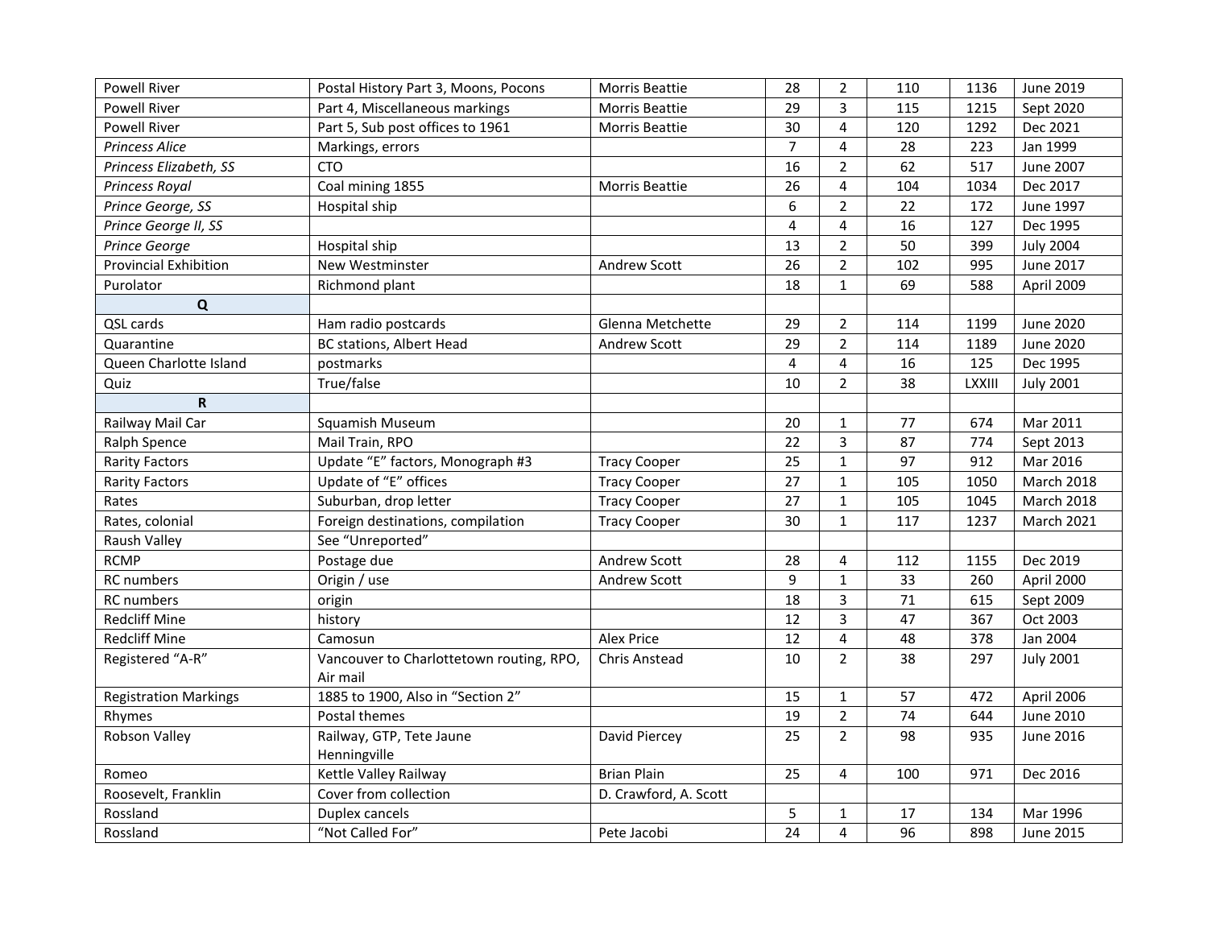| | | | | | | | |
|---|---|---|---|---|---|---|---|
| Powell River | Postal History Part 3, Moons, Pocons | Morris Beattie | 28 | 2 | 110 | 1136 | June 2019 |
| Powell River | Part 4, Miscellaneous markings | Morris Beattie | 29 | 3 | 115 | 1215 | Sept 2020 |
| Powell River | Part 5, Sub post offices to 1961 | Morris Beattie | 30 | 4 | 120 | 1292 | Dec 2021 |
| *Princess Alice* | Markings, errors | | 7 | 4 | 28 | 223 | Jan 1999 |
| *Princess Elizabeth, SS* | CTO | | 16 | 2 | 62 | 517 | June 2007 |
| *Princess Royal* | Coal mining 1855 | Morris Beattie | 26 | 4 | 104 | 1034 | Dec 2017 |
| *Prince George, SS* | Hospital ship | | 6 | 2 | 22 | 172 | June 1997 |
| *Prince George II, SS* | | | 4 | 4 | 16 | 127 | Dec 1995 |
| *Prince George* | Hospital ship | | 13 | 2 | 50 | 399 | July 2004 |
| Provincial Exhibition | New Westminster | Andrew Scott | 26 | 2 | 102 | 995 | June 2017 |
| Purolator | Richmond plant | | 18 | 1 | 69 | 588 | April 2009 |
| **Q** | | | | | | | |
| QSL cards | Ham radio postcards | Glenna Metchette | 29 | 2 | 114 | 1199 | June 2020 |
| Quarantine | BC stations, Albert Head | Andrew Scott | 29 | 2 | 114 | 1189 | June 2020 |
| Queen Charlotte Island | postmarks | | 4 | 4 | 16 | 125 | Dec 1995 |
| Quiz | True/false | | 10 | 2 | 38 | LXXIII | July 2001 |
| **R** | | | | | | | |
| Railway Mail Car | Squamish Museum | | 20 | 1 | 77 | 674 | Mar 2011 |
| Ralph Spence | Mail Train, RPO | | 22 | 3 | 87 | 774 | Sept 2013 |
| Rarity Factors | Update "E" factors, Monograph #3 | Tracy Cooper | 25 | 1 | 97 | 912 | Mar 2016 |
| Rarity Factors | Update of "E" offices | Tracy Cooper | 27 | 1 | 105 | 1050 | March 2018 |
| Rates | Suburban, drop letter | Tracy Cooper | 27 | 1 | 105 | 1045 | March 2018 |
| Rates, colonial | Foreign destinations, compilation | Tracy Cooper | 30 | 1 | 117 | 1237 | March 2021 |
| Raush Valley | See "Unreported" | | | | | | |
| RCMP | Postage due | Andrew Scott | 28 | 4 | 112 | 1155 | Dec 2019 |
| RC numbers | Origin / use | Andrew Scott | 9 | 1 | 33 | 260 | April 2000 |
| RC numbers | origin | | 18 | 3 | 71 | 615 | Sept 2009 |
| Redcliff Mine | history | | 12 | 3 | 47 | 367 | Oct 2003 |
| Redcliff Mine | Camosun | Alex Price | 12 | 4 | 48 | 378 | Jan 2004 |
| Registered "A-R" | Vancouver to Charlottetown routing, RPO, Air mail | Chris Anstead | 10 | 2 | 38 | 297 | July 2001 |
| Registration Markings | 1885 to 1900, Also in "Section 2" | | 15 | 1 | 57 | 472 | April 2006 |
| Rhymes | Postal themes | | 19 | 2 | 74 | 644 | June 2010 |
| Robson Valley | Railway, GTP, Tete Jaune Henningville | David Piercey | 25 | 2 | 98 | 935 | June 2016 |
| Romeo | Kettle Valley Railway | Brian Plain | 25 | 4 | 100 | 971 | Dec 2016 |
| Roosevelt, Franklin | Cover from collection | D. Crawford, A. Scott | | | | | |
| Rossland | Duplex cancels | | 5 | 1 | 17 | 134 | Mar 1996 |
| Rossland | "Not Called For" | Pete Jacobi | 24 | 4 | 96 | 898 | June 2015 |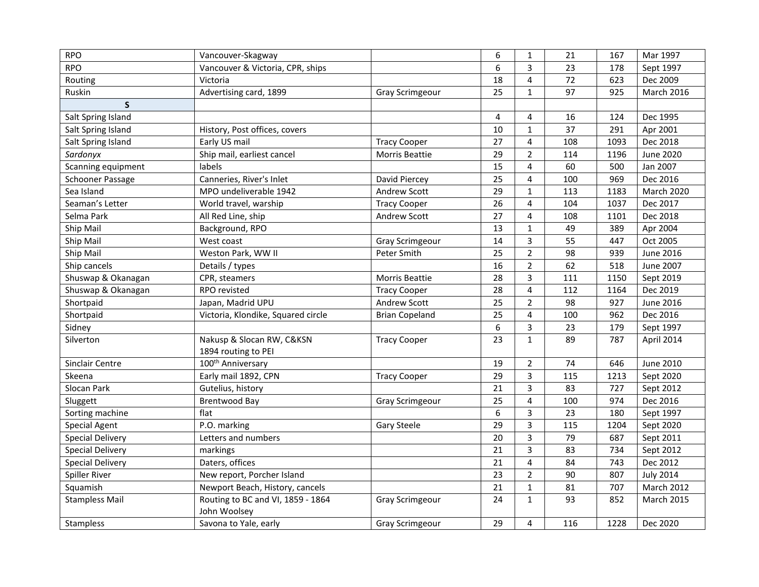| | | | | | | | |
|---|---|---|---|---|---|---|---|
| RPO | Vancouver-Skagway | | 6 | 1 | 21 | 167 | Mar 1997 |
| RPO | Vancouver & Victoria, CPR, ships | | 6 | 3 | 23 | 178 | Sept 1997 |
| Routing | Victoria | | 18 | 4 | 72 | 623 | Dec 2009 |
| Ruskin | Advertising card, 1899 | Gray Scrimgeour | 25 | 1 | 97 | 925 | March 2016 |
| **S** | | | | | | | |
| Salt Spring Island | | | 4 | 4 | 16 | 124 | Dec 1995 |
| Salt Spring Island | History, Post offices, covers | | 10 | 1 | 37 | 291 | Apr 2001 |
| Salt Spring Island | Early US mail | Tracy Cooper | 27 | 4 | 108 | 1093 | Dec 2018 |
| *Sardonyx* | Ship mail, earliest cancel | Morris Beattie | 29 | 2 | 114 | 1196 | June 2020 |
| Scanning equipment | labels | | 15 | 4 | 60 | 500 | Jan 2007 |
| Schooner Passage | Canneries, River's Inlet | David Piercey | 25 | 4 | 100 | 969 | Dec 2016 |
| Sea Island | MPO undeliverable 1942 | Andrew Scott | 29 | 1 | 113 | 1183 | March 2020 |
| Seaman's Letter | World travel, warship | Tracy Cooper | 26 | 4 | 104 | 1037 | Dec 2017 |
| Selma Park | All Red Line, ship | Andrew Scott | 27 | 4 | 108 | 1101 | Dec 2018 |
| Ship Mail | Background, RPO | | 13 | 1 | 49 | 389 | Apr 2004 |
| Ship Mail | West coast | Gray Scrimgeour | 14 | 3 | 55 | 447 | Oct 2005 |
| Ship Mail | Weston Park, WW II | Peter Smith | 25 | 2 | 98 | 939 | June 2016 |
| Ship cancels | Details / types | | 16 | 2 | 62 | 518 | June 2007 |
| Shuswap & Okanagan | CPR, steamers | Morris Beattie | 28 | 3 | 111 | 1150 | Sept 2019 |
| Shuswap & Okanagan | RPO revisted | Tracy Cooper | 28 | 4 | 112 | 1164 | Dec 2019 |
| Shortpaid | Japan, Madrid UPU | Andrew Scott | 25 | 2 | 98 | 927 | June 2016 |
| Shortpaid | Victoria, Klondike, Squared circle | Brian Copeland | 25 | 4 | 100 | 962 | Dec 2016 |
| Sidney | | | 6 | 3 | 23 | 179 | Sept 1997 |
| Silverton | Nakusp & Slocan RW, C&KSN 1894 routing to PEI | Tracy Cooper | 23 | 1 | 89 | 787 | April 2014 |
| Sinclair Centre | 100th Anniversary | | 19 | 2 | 74 | 646 | June 2010 |
| Skeena | Early mail 1892, CPN | Tracy Cooper | 29 | 3 | 115 | 1213 | Sept 2020 |
| Slocan Park | Gutelius, history | | 21 | 3 | 83 | 727 | Sept 2012 |
| Sluggett | Brentwood Bay | Gray Scrimgeour | 25 | 4 | 100 | 974 | Dec 2016 |
| Sorting machine | flat | | 6 | 3 | 23 | 180 | Sept 1997 |
| Special Agent | P.O. marking | Gary Steele | 29 | 3 | 115 | 1204 | Sept 2020 |
| Special Delivery | Letters and numbers | | 20 | 3 | 79 | 687 | Sept 2011 |
| Special Delivery | markings | | 21 | 3 | 83 | 734 | Sept 2012 |
| Special Delivery | Daters, offices | | 21 | 4 | 84 | 743 | Dec 2012 |
| Spiller River | New report, Porcher Island | | 23 | 2 | 90 | 807 | July 2014 |
| Squamish | Newport Beach, History, cancels | | 21 | 1 | 81 | 707 | March 2012 |
| Stampless Mail | Routing to BC and VI, 1859 - 1864 John Woolsey | Gray Scrimgeour | 24 | 1 | 93 | 852 | March 2015 |
| Stampless | Savona to Yale, early | Gray Scrimgeour | 29 | 4 | 116 | 1228 | Dec 2020 |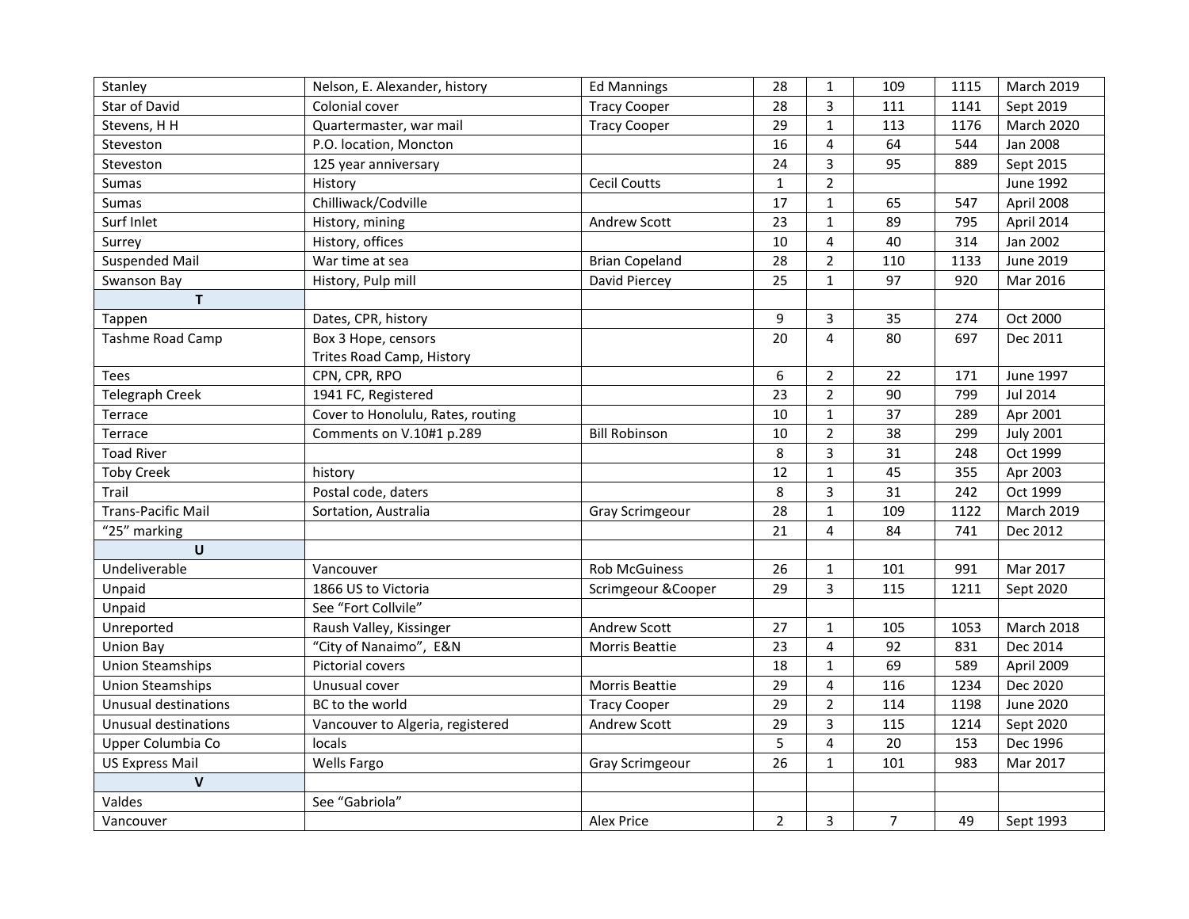| | | | | | | | |
|---|---|---|---|---|---|---|---|
| Stanley | Nelson, E. Alexander, history | Ed Mannings | 28 | 1 | 109 | 1115 | March 2019 |
| Star of David | Colonial cover | Tracy Cooper | 28 | 3 | 111 | 1141 | Sept 2019 |
| Stevens, H H | Quartermaster, war mail | Tracy Cooper | 29 | 1 | 113 | 1176 | March 2020 |
| Steveston | P.O. location, Moncton | | 16 | 4 | 64 | 544 | Jan 2008 |
| Steveston | 125 year anniversary | | 24 | 3 | 95 | 889 | Sept 2015 |
| Sumas | History | Cecil Coutts | 1 | 2 | | | June 1992 |
| Sumas | Chilliwack/Codville | | 17 | 1 | 65 | 547 | April 2008 |
| Surf Inlet | History, mining | Andrew Scott | 23 | 1 | 89 | 795 | April 2014 |
| Surrey | History, offices | | 10 | 4 | 40 | 314 | Jan 2002 |
| Suspended Mail | War time at sea | Brian Copeland | 28 | 2 | 110 | 1133 | June 2019 |
| Swanson Bay | History, Pulp mill | David Piercey | 25 | 1 | 97 | 920 | Mar 2016 |
| **T** | | | | | | | |
| Tappen | Dates, CPR, history | | 9 | 3 | 35 | 274 | Oct 2000 |
| Tashme Road Camp | Box 3 Hope, censors<br>Trites Road Camp, History | | 20 | 4 | 80 | 697 | Dec 2011 |
| Tees | CPN, CPR, RPO | | 6 | 2 | 22 | 171 | June 1997 |
| Telegraph Creek | 1941 FC, Registered | | 23 | 2 | 90 | 799 | Jul 2014 |
| Terrace | Cover to Honolulu, Rates, routing | | 10 | 1 | 37 | 289 | Apr 2001 |
| Terrace | Comments on V.10#1 p.289 | Bill Robinson | 10 | 2 | 38 | 299 | July 2001 |
| Toad River | | | 8 | 3 | 31 | 248 | Oct 1999 |
| Toby Creek | history | | 12 | 1 | 45 | 355 | Apr 2003 |
| Trail | Postal code, daters | | 8 | 3 | 31 | 242 | Oct 1999 |
| Trans-Pacific Mail | Sortation, Australia | Gray Scrimgeour | 28 | 1 | 109 | 1122 | March 2019 |
| "25" marking | | | 21 | 4 | 84 | 741 | Dec 2012 |
| **U** | | | | | | | |
| Undeliverable | Vancouver | Rob McGuiness | 26 | 1 | 101 | 991 | Mar 2017 |
| Unpaid | 1866 US to Victoria | Scrimgeour &Cooper | 29 | 3 | 115 | 1211 | Sept 2020 |
| Unpaid | See "Fort Collvile" | | | | | | |
| Unreported | Raush Valley, Kissinger | Andrew Scott | 27 | 1 | 105 | 1053 | March 2018 |
| Union Bay | "City of Nanaimo", E&N | Morris Beattie | 23 | 4 | 92 | 831 | Dec 2014 |
| Union Steamships | Pictorial covers | | 18 | 1 | 69 | 589 | April 2009 |
| Union Steamships | Unusual cover | Morris Beattie | 29 | 4 | 116 | 1234 | Dec 2020 |
| Unusual destinations | BC to the world | Tracy Cooper | 29 | 2 | 114 | 1198 | June 2020 |
| Unusual destinations | Vancouver to Algeria, registered | Andrew Scott | 29 | 3 | 115 | 1214 | Sept 2020 |
| Upper Columbia Co | locals | | 5 | 4 | 20 | 153 | Dec 1996 |
| US Express Mail | Wells Fargo | Gray Scrimgeour | 26 | 1 | 101 | 983 | Mar 2017 |
| **V** | | | | | | | |
| Valdes | See "Gabriola" | | | | | | |
| Vancouver | | Alex Price | 2 | 3 | 7 | 49 | Sept 1993 |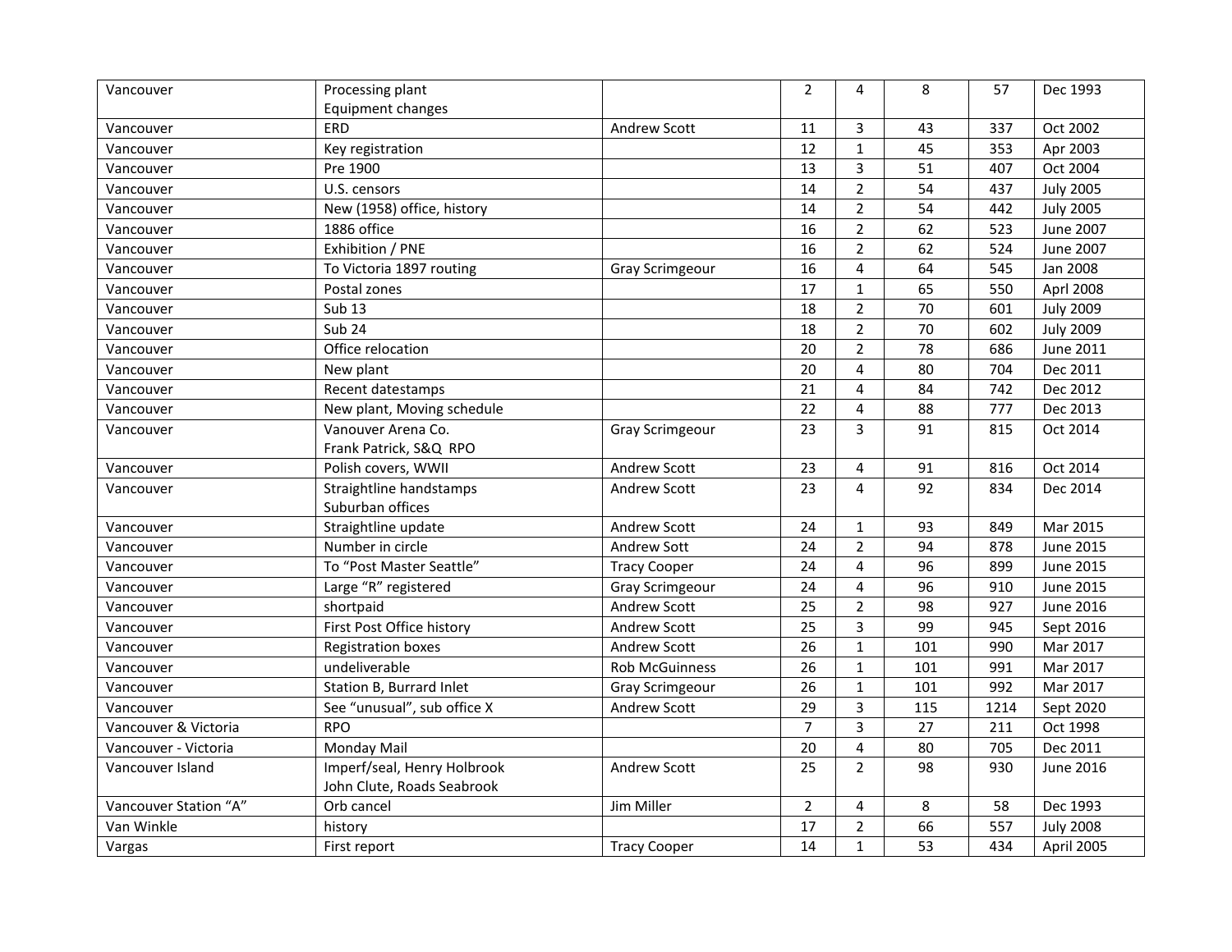| | | | | | | | |
|---|---|---|---|---|---|---|---|
| Vancouver | Processing plant<br>Equipment changes | | 2 | 4 | 8 | 57 | Dec 1993 |
| Vancouver | ERD | Andrew Scott | 11 | 3 | 43 | 337 | Oct 2002 |
| Vancouver | Key registration | | 12 | 1 | 45 | 353 | Apr 2003 |
| Vancouver | Pre 1900 | | 13 | 3 | 51 | 407 | Oct 2004 |
| Vancouver | U.S. censors | | 14 | 2 | 54 | 437 | July 2005 |
| Vancouver | New (1958) office, history | | 14 | 2 | 54 | 442 | July 2005 |
| Vancouver | 1886 office | | 16 | 2 | 62 | 523 | June 2007 |
| Vancouver | Exhibition / PNE | | 16 | 2 | 62 | 524 | June 2007 |
| Vancouver | To Victoria 1897 routing | Gray Scrimgeour | 16 | 4 | 64 | 545 | Jan 2008 |
| Vancouver | Postal zones | | 17 | 1 | 65 | 550 | Aprl 2008 |
| Vancouver | Sub 13 | | 18 | 2 | 70 | 601 | July 2009 |
| Vancouver | Sub 24 | | 18 | 2 | 70 | 602 | July 2009 |
| Vancouver | Office relocation | | 20 | 2 | 78 | 686 | June 2011 |
| Vancouver | New plant | | 20 | 4 | 80 | 704 | Dec 2011 |
| Vancouver | Recent datestamps | | 21 | 4 | 84 | 742 | Dec 2012 |
| Vancouver | New plant, Moving schedule | | 22 | 4 | 88 | 777 | Dec 2013 |
| Vancouver | Vanouver Arena Co.<br>Frank Patrick, S&Q RPO | Gray Scrimgeour | 23 | 3 | 91 | 815 | Oct 2014 |
| Vancouver | Polish covers, WWII | Andrew Scott | 23 | 4 | 91 | 816 | Oct 2014 |
| Vancouver | Straightline handstamps<br>Suburban offices | Andrew Scott | 23 | 4 | 92 | 834 | Dec 2014 |
| Vancouver | Straightline update | Andrew Scott | 24 | 1 | 93 | 849 | Mar 2015 |
| Vancouver | Number in circle | Andrew Sott | 24 | 2 | 94 | 878 | June 2015 |
| Vancouver | To "Post Master Seattle" | Tracy Cooper | 24 | 4 | 96 | 899 | June 2015 |
| Vancouver | Large "R" registered | Gray Scrimgeour | 24 | 4 | 96 | 910 | June 2015 |
| Vancouver | shortpaid | Andrew Scott | 25 | 2 | 98 | 927 | June 2016 |
| Vancouver | First Post Office history | Andrew Scott | 25 | 3 | 99 | 945 | Sept 2016 |
| Vancouver | Registration boxes | Andrew Scott | 26 | 1 | 101 | 990 | Mar 2017 |
| Vancouver | undeliverable | Rob McGuinness | 26 | 1 | 101 | 991 | Mar 2017 |
| Vancouver | Station B, Burrard Inlet | Gray Scrimgeour | 26 | 1 | 101 | 992 | Mar 2017 |
| Vancouver | See "unusual", sub office X | Andrew Scott | 29 | 3 | 115 | 1214 | Sept 2020 |
| Vancouver & Victoria | RPO | | 7 | 3 | 27 | 211 | Oct 1998 |
| Vancouver - Victoria | Monday Mail | | 20 | 4 | 80 | 705 | Dec 2011 |
| Vancouver Island | Imperf/seal, Henry Holbrook<br>John Clute, Roads Seabrook | Andrew Scott | 25 | 2 | 98 | 930 | June 2016 |
| Vancouver Station "A" | Orb cancel | Jim Miller | 2 | 4 | 8 | 58 | Dec 1993 |
| Van Winkle | history | | 17 | 2 | 66 | 557 | July 2008 |
| Vargas | First report | Tracy Cooper | 14 | 1 | 53 | 434 | April 2005 |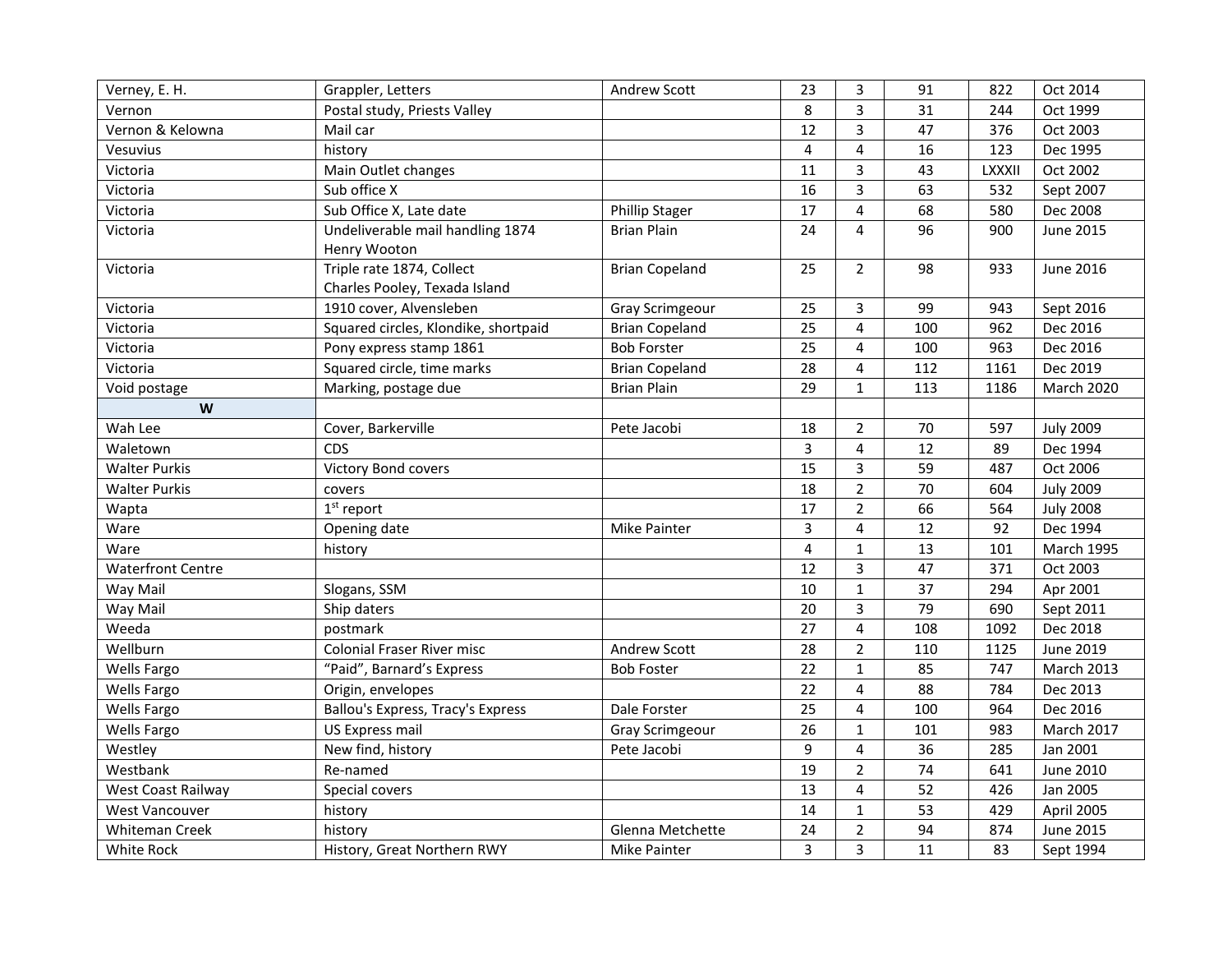| | | | | | | | |
|---|---|---|---|---|---|---|---|
| Verney, E. H. | Grappler, Letters | Andrew Scott | 23 | 3 | 91 | 822 | Oct 2014 |
| Vernon | Postal study, Priests Valley | | 8 | 3 | 31 | 244 | Oct 1999 |
| Vernon & Kelowna | Mail car | | 12 | 3 | 47 | 376 | Oct 2003 |
| Vesuvius | history | | 4 | 4 | 16 | 123 | Dec 1995 |
| Victoria | Main Outlet changes | | 11 | 3 | 43 | LXXXII | Oct 2002 |
| Victoria | Sub office X | | 16 | 3 | 63 | 532 | Sept 2007 |
| Victoria | Sub Office X, Late date | Phillip Stager | 17 | 4 | 68 | 580 | Dec 2008 |
| Victoria | Undeliverable mail handling 1874 Henry Wooton | Brian Plain | 24 | 4 | 96 | 900 | June 2015 |
| Victoria | Triple rate 1874, Collect Charles Pooley, Texada Island | Brian Copeland | 25 | 2 | 98 | 933 | June 2016 |
| Victoria | 1910 cover, Alvensleben | Gray Scrimgeour | 25 | 3 | 99 | 943 | Sept 2016 |
| Victoria | Squared circles, Klondike, shortpaid | Brian Copeland | 25 | 4 | 100 | 962 | Dec 2016 |
| Victoria | Pony express stamp 1861 | Bob Forster | 25 | 4 | 100 | 963 | Dec 2016 |
| Victoria | Squared circle, time marks | Brian Copeland | 28 | 4 | 112 | 1161 | Dec 2019 |
| Void postage | Marking, postage due | Brian Plain | 29 | 1 | 113 | 1186 | March 2020 |
| **W** | | | | | | | |
| Wah Lee | Cover, Barkerville | Pete Jacobi | 18 | 2 | 70 | 597 | July 2009 |
| Waletown | CDS | | 3 | 4 | 12 | 89 | Dec 1994 |
| Walter Purkis | Victory Bond covers | | 15 | 3 | 59 | 487 | Oct 2006 |
| Walter Purkis | covers | | 18 | 2 | 70 | 604 | July 2009 |
| Wapta | 1st report | | 17 | 2 | 66 | 564 | July 2008 |
| Ware | Opening date | Mike Painter | 3 | 4 | 12 | 92 | Dec 1994 |
| Ware | history | | 4 | 1 | 13 | 101 | March 1995 |
| Waterfront Centre | | | 12 | 3 | 47 | 371 | Oct 2003 |
| Way Mail | Slogans, SSM | | 10 | 1 | 37 | 294 | Apr 2001 |
| Way Mail | Ship daters | | 20 | 3 | 79 | 690 | Sept 2011 |
| Weeda | postmark | | 27 | 4 | 108 | 1092 | Dec 2018 |
| Wellburn | Colonial Fraser River misc | Andrew Scott | 28 | 2 | 110 | 1125 | June 2019 |
| Wells Fargo | "Paid", Barnard's Express | Bob Foster | 22 | 1 | 85 | 747 | March 2013 |
| Wells Fargo | Origin, envelopes | | 22 | 4 | 88 | 784 | Dec 2013 |
| Wells Fargo | Ballou's Express, Tracy's Express | Dale Forster | 25 | 4 | 100 | 964 | Dec 2016 |
| Wells Fargo | US Express mail | Gray Scrimgeour | 26 | 1 | 101 | 983 | March 2017 |
| Westley | New find, history | Pete Jacobi | 9 | 4 | 36 | 285 | Jan 2001 |
| Westbank | Re-named | | 19 | 2 | 74 | 641 | June 2010 |
| West Coast Railway | Special covers | | 13 | 4 | 52 | 426 | Jan 2005 |
| West Vancouver | history | | 14 | 1 | 53 | 429 | April 2005 |
| Whiteman Creek | history | Glenna Metchette | 24 | 2 | 94 | 874 | June 2015 |
| White Rock | History, Great Northern RWY | Mike Painter | 3 | 3 | 11 | 83 | Sept 1994 |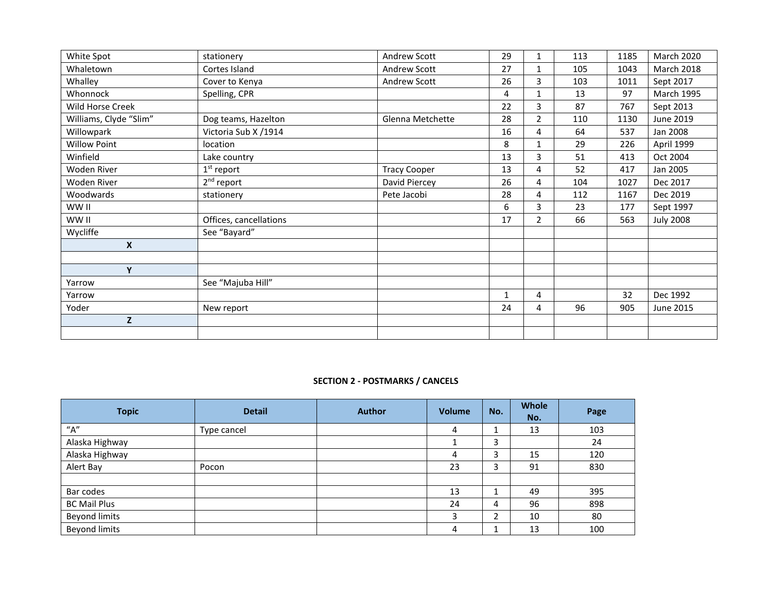| | | | | | | | |
|---|---|---|---|---|---|---|---|
| White Spot | stationery | Andrew Scott | 29 | 1 | 113 | 1185 | March 2020 |
| Whaletown | Cortes Island | Andrew Scott | 27 | 1 | 105 | 1043 | March 2018 |
| Whalley | Cover to Kenya | Andrew Scott | 26 | 3 | 103 | 1011 | Sept 2017 |
| Whonnock | Spelling, CPR | | 4 | 1 | 13 | 97 | March 1995 |
| Wild Horse Creek | | | 22 | 3 | 87 | 767 | Sept 2013 |
| Williams, Clyde "Slim" | Dog teams, Hazelton | Glenna Metchette | 28 | 2 | 110 | 1130 | June 2019 |
| Willowpark | Victoria Sub X /1914 | | 16 | 4 | 64 | 537 | Jan 2008 |
| Willow Point | location | | 8 | 1 | 29 | 226 | April 1999 |
| Winfield | Lake country | | 13 | 3 | 51 | 413 | Oct 2004 |
| Woden River | 1st report | Tracy Cooper | 13 | 4 | 52 | 417 | Jan 2005 |
| Woden River | 2nd report | David Piercey | 26 | 4 | 104 | 1027 | Dec 2017 |
| Woodwards | stationery | Pete Jacobi | 28 | 4 | 112 | 1167 | Dec 2019 |
| WW II | | | 6 | 3 | 23 | 177 | Sept 1997 |
| WW II | Offices, cancellations | | 17 | 2 | 66 | 563 | July 2008 |
| Wycliffe | See "Bayard" | | | | | | |
| **X** | | | | | | | |
| | | | | | | | |
| **Y** | | | | | | | |
| Yarrow | See "Majuba Hill" | | | | | | |
| Yarrow | | | 1 | 4 | | 32 | Dec 1992 |
| Yoder | New report | | 24 | 4 | 96 | 905 | June 2015 |
| **Z** | | | | | | | |
| | | | | | | | |

## SECTION 2 - POSTMARKS / CANCELS

| Topic | Detail | Author | Volume | No. | Whole No. | Page |
|---|---|---|---|---|---|---|
| "A" | Type cancel | | 4 | 1 | 13 | 103 |
| Alaska Highway | | | 1 | 3 | | 24 |
| Alaska Highway | | | 4 | 3 | 15 | 120 |
| Alert Bay | Pocon | | 23 | 3 | 91 | 830 |
| | | | | | | |
| Bar codes | | | 13 | 1 | 49 | 395 |
| BC Mail Plus | | | 24 | 4 | 96 | 898 |
| Beyond limits | | | 3 | 2 | 10 | 80 |
| Beyond limits | | | 4 | 1 | 13 | 100 |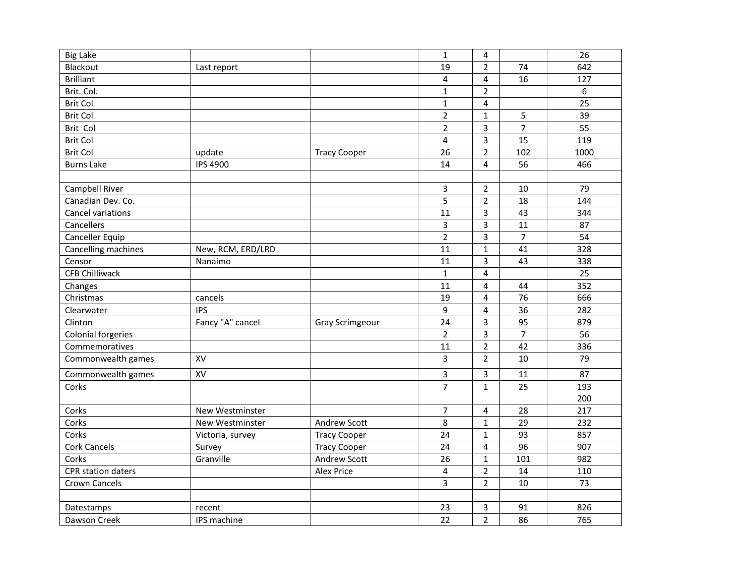| | | | | | | |
|---|---|---|---|---|---|---|
| Big Lake | | | 1 | 4 | | 26 |
| Blackout | Last report | | 19 | 2 | 74 | 642 |
| Brilliant | | | 4 | 4 | 16 | 127 |
| Brit. Col. | | | 1 | 2 | | 6 |
| Brit Col | | | 1 | 4 | | 25 |
| Brit Col | | | 2 | 1 | 5 | 39 |
| Brit  Col | | | 2 | 3 | 7 | 55 |
| Brit Col | | | 4 | 3 | 15 | 119 |
| Brit Col | update | Tracy Cooper | 26 | 2 | 102 | 1000 |
| Burns Lake | IPS 4900 | | 14 | 4 | 56 | 466 |
| | | | | | | |
| Campbell River | | | 3 | 2 | 10 | 79 |
| Canadian Dev. Co. | | | 5 | 2 | 18 | 144 |
| Cancel variations | | | 11 | 3 | 43 | 344 |
| Cancellers | | | 3 | 3 | 11 | 87 |
| Canceller Equip | | | 2 | 3 | 7 | 54 |
| Cancelling machines | New, RCM, ERD/LRD | | 11 | 1 | 41 | 328 |
| Censor | Nanaimo | | 11 | 3 | 43 | 338 |
| CFB Chilliwack | | | 1 | 4 | | 25 |
| Changes | | | 11 | 4 | 44 | 352 |
| Christmas | cancels | | 19 | 4 | 76 | 666 |
| Clearwater | IPS | | 9 | 4 | 36 | 282 |
| Clinton | Fancy "A" cancel | Gray Scrimgeour | 24 | 3 | 95 | 879 |
| Colonial forgeries | | | 2 | 3 | 7 | 56 |
| Commemoratives | | | 11 | 2 | 42 | 336 |
| Commonwealth games | XV | | 3 | 2 | 10 | 79 |
| Commonwealth games | XV | | 3 | 3 | 11 | 87 |
| Corks | | | 7 | 1 | 25 | 193<br>200 |
| Corks | New Westminster | | 7 | 4 | 28 | 217 |
| Corks | New Westminster | Andrew Scott | 8 | 1 | 29 | 232 |
| Corks | Victoria, survey | Tracy Cooper | 24 | 1 | 93 | 857 |
| Cork Cancels | Survey | Tracy Cooper | 24 | 4 | 96 | 907 |
| Corks | Granville | Andrew Scott | 26 | 1 | 101 | 982 |
| CPR station daters | | Alex Price | 4 | 2 | 14 | 110 |
| Crown Cancels | | | 3 | 2 | 10 | 73 |
| | | | | | | |
| Datestamps | recent | | 23 | 3 | 91 | 826 |
| Dawson Creek | IPS machine | | 22 | 2 | 86 | 765 |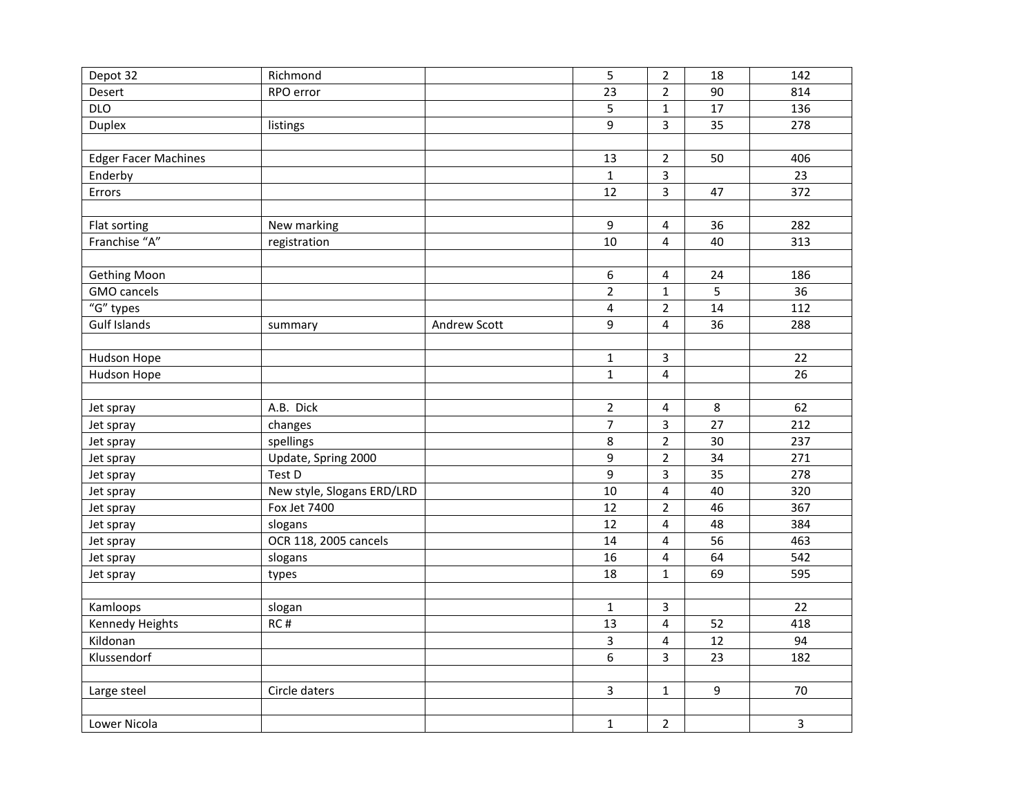| | | | | | | |
|---|---|---|---|---|---|---|
| Depot 32 | Richmond | | 5 | 2 | 18 | 142 |
| Desert | RPO error | | 23 | 2 | 90 | 814 |
| DLO | | | 5 | 1 | 17 | 136 |
| Duplex | listings | | 9 | 3 | 35 | 278 |
| | | | | | | |
| Edger Facer Machines | | | 13 | 2 | 50 | 406 |
| Enderby | | | 1 | 3 | | 23 |
| Errors | | | 12 | 3 | 47 | 372 |
| | | | | | | |
| Flat sorting | New marking | | 9 | 4 | 36 | 282 |
| Franchise “A” | registration | | 10 | 4 | 40 | 313 |
| | | | | | | |
| Gething Moon | | | 6 | 4 | 24 | 186 |
| GMO cancels | | | 2 | 1 | 5 | 36 |
| “G” types | | | 4 | 2 | 14 | 112 |
| Gulf Islands | summary | Andrew Scott | 9 | 4 | 36 | 288 |
| | | | | | | |
| Hudson Hope | | | 1 | 3 | | 22 |
| Hudson Hope | | | 1 | 4 | | 26 |
| | | | | | | |
| Jet spray | A.B. Dick | | 2 | 4 | 8 | 62 |
| Jet spray | changes | | 7 | 3 | 27 | 212 |
| Jet spray | spellings | | 8 | 2 | 30 | 237 |
| Jet spray | Update, Spring 2000 | | 9 | 2 | 34 | 271 |
| Jet spray | Test D | | 9 | 3 | 35 | 278 |
| Jet spray | New style, Slogans ERD/LRD | | 10 | 4 | 40 | 320 |
| Jet spray | Fox Jet 7400 | | 12 | 2 | 46 | 367 |
| Jet spray | slogans | | 12 | 4 | 48 | 384 |
| Jet spray | OCR 118, 2005 cancels | | 14 | 4 | 56 | 463 |
| Jet spray | slogans | | 16 | 4 | 64 | 542 |
| Jet spray | types | | 18 | 1 | 69 | 595 |
| | | | | | | |
| Kamloops | slogan | | 1 | 3 | | 22 |
| Kennedy Heights | RC # | | 13 | 4 | 52 | 418 |
| Kildonan | | | 3 | 4 | 12 | 94 |
| Klussendorf | | | 6 | 3 | 23 | 182 |
| | | | | | | |
| Large steel | Circle daters | | 3 | 1 | 9 | 70 |
| | | | | | | |
| Lower Nicola | | | 1 | 2 | | 3 |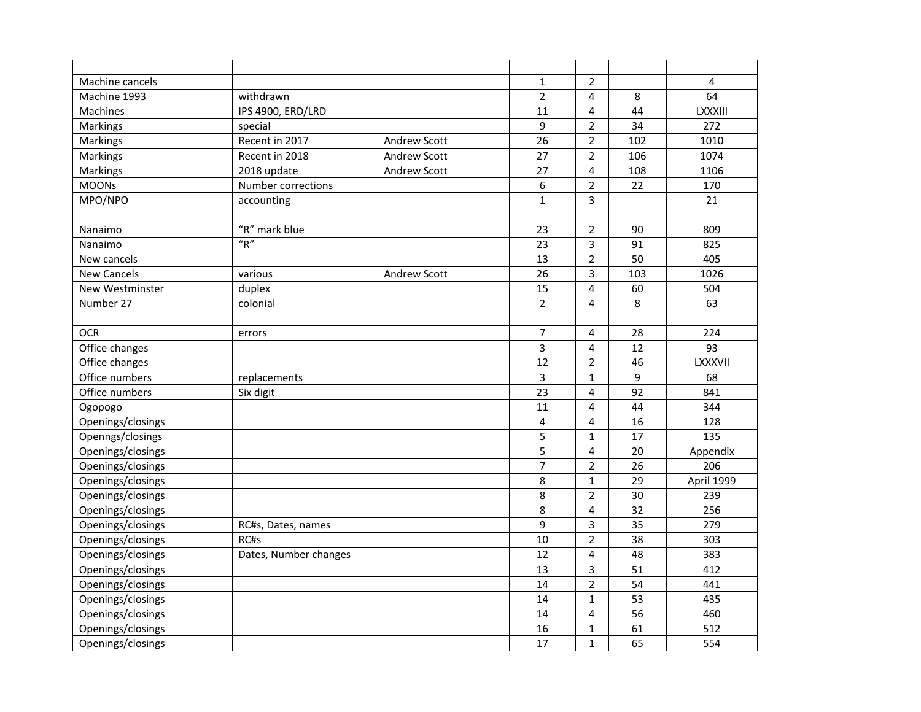| | | | | | | |
|---|---|---|---|---|---|---|
| Machine cancels | | | 1 | 2 | | 4 |
| Machine 1993 | withdrawn | | 2 | 4 | 8 | 64 |
| Machines | IPS 4900, ERD/LRD | | 11 | 4 | 44 | LXXXIII |
| Markings | special | | 9 | 2 | 34 | 272 |
| Markings | Recent in 2017 | Andrew Scott | 26 | 2 | 102 | 1010 |
| Markings | Recent in 2018 | Andrew Scott | 27 | 2 | 106 | 1074 |
| Markings | 2018 update | Andrew Scott | 27 | 4 | 108 | 1106 |
| MOONs | Number corrections | | 6 | 2 | 22 | 170 |
| MPO/NPO | accounting | | 1 | 3 | | 21 |
| | | | | | | |
| Nanaimo | "R" mark blue | | 23 | 2 | 90 | 809 |
| Nanaimo | "R" | | 23 | 3 | 91 | 825 |
| New cancels | | | 13 | 2 | 50 | 405 |
| New Cancels | various | Andrew Scott | 26 | 3 | 103 | 1026 |
| New Westminster | duplex | | 15 | 4 | 60 | 504 |
| Number 27 | colonial | | 2 | 4 | 8 | 63 |
| | | | | | | |
| OCR | errors | | 7 | 4 | 28 | 224 |
| Office changes | | | 3 | 4 | 12 | 93 |
| Office changes | | | 12 | 2 | 46 | LXXXVII |
| Office numbers | replacements | | 3 | 1 | 9 | 68 |
| Office numbers | Six digit | | 23 | 4 | 92 | 841 |
| Ogopogo | | | 11 | 4 | 44 | 344 |
| Openings/closings | | | 4 | 4 | 16 | 128 |
| Openngs/closings | | | 5 | 1 | 17 | 135 |
| Openings/closings | | | 5 | 4 | 20 | Appendix |
| Openings/closings | | | 7 | 2 | 26 | 206 |
| Openings/closings | | | 8 | 1 | 29 | April 1999 |
| Openings/closings | | | 8 | 2 | 30 | 239 |
| Openings/closings | | | 8 | 4 | 32 | 256 |
| Openings/closings | RC#s, Dates, names | | 9 | 3 | 35 | 279 |
| Openings/closings | RC#s | | 10 | 2 | 38 | 303 |
| Openings/closings | Dates, Number changes | | 12 | 4 | 48 | 383 |
| Openings/closings | | | 13 | 3 | 51 | 412 |
| Openings/closings | | | 14 | 2 | 54 | 441 |
| Openings/closings | | | 14 | 1 | 53 | 435 |
| Openings/closings | | | 14 | 4 | 56 | 460 |
| Openings/closings | | | 16 | 1 | 61 | 512 |
| Openings/closings | | | 17 | 1 | 65 | 554 |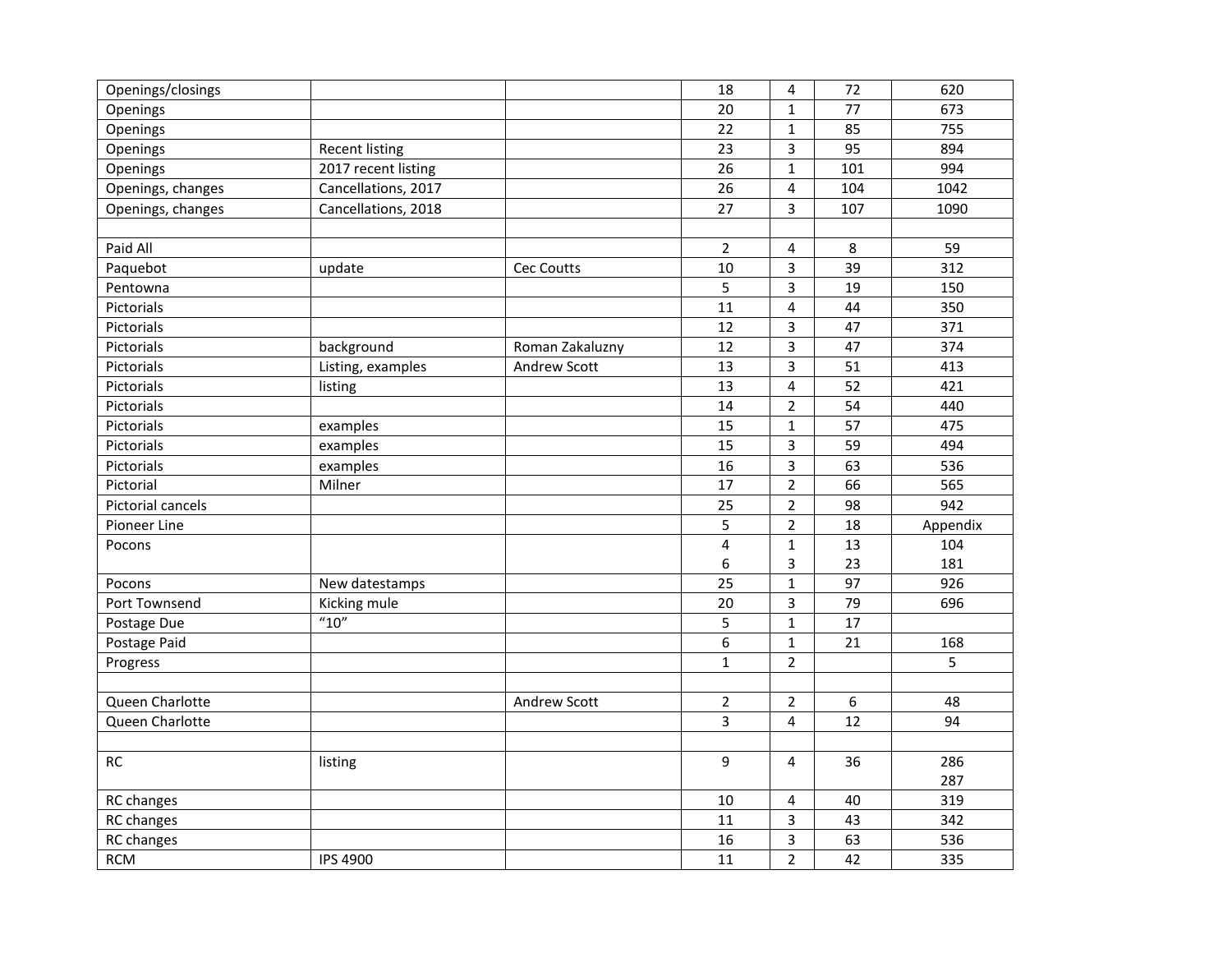| | | | | | | |
|---|---|---|---|---|---|---|
| Openings/closings | | | 18 | 4 | 72 | 620 |
| Openings | | | 20 | 1 | 77 | 673 |
| Openings | | | 22 | 1 | 85 | 755 |
| Openings | Recent listing | | 23 | 3 | 95 | 894 |
| Openings | 2017 recent listing | | 26 | 1 | 101 | 994 |
| Openings, changes | Cancellations, 2017 | | 26 | 4 | 104 | 1042 |
| Openings, changes | Cancellations, 2018 | | 27 | 3 | 107 | 1090 |
| | | | | | | |
| Paid All | | | 2 | 4 | 8 | 59 |
| Paquebot | update | Cec Coutts | 10 | 3 | 39 | 312 |
| Pentowna | | | 5 | 3 | 19 | 150 |
| Pictorials | | | 11 | 4 | 44 | 350 |
| Pictorials | | | 12 | 3 | 47 | 371 |
| Pictorials | background | Roman Zakaluzny | 12 | 3 | 47 | 374 |
| Pictorials | Listing, examples | Andrew Scott | 13 | 3 | 51 | 413 |
| Pictorials | listing | | 13 | 4 | 52 | 421 |
| Pictorials | | | 14 | 2 | 54 | 440 |
| Pictorials | examples | | 15 | 1 | 57 | 475 |
| Pictorials | examples | | 15 | 3 | 59 | 494 |
| Pictorials | examples | | 16 | 3 | 63 | 536 |
| Pictorial | Milner | | 17 | 2 | 66 | 565 |
| Pictorial cancels | | | 25 | 2 | 98 | 942 |
| Pioneer Line | | | 5 | 2 | 18 | Appendix |
| Pocons | | | 4<br>6 | 1<br>3 | 13<br>23 | 104<br>181 |
| Pocons | New datestamps | | 25 | 1 | 97 | 926 |
| Port Townsend | Kicking mule | | 20 | 3 | 79 | 696 |
| Postage Due | "10" | | 5 | 1 | 17 | |
| Postage Paid | | | 6 | 1 | 21 | 168 |
| Progress | | | 1 | 2 | | 5 |
| | | | | | | |
| Queen Charlotte | | Andrew Scott | 2 | 2 | 6 | 48 |
| Queen Charlotte | | | 3 | 4 | 12 | 94 |
| | | | | | | |
| RC | listing | | 9 | 4 | 36 | 286<br>287 |
| RC changes | | | 10 | 4 | 40 | 319 |
| RC changes | | | 11 | 3 | 43 | 342 |
| RC changes | | | 16 | 3 | 63 | 536 |
| RCM | IPS 4900 | | 11 | 2 | 42 | 335 |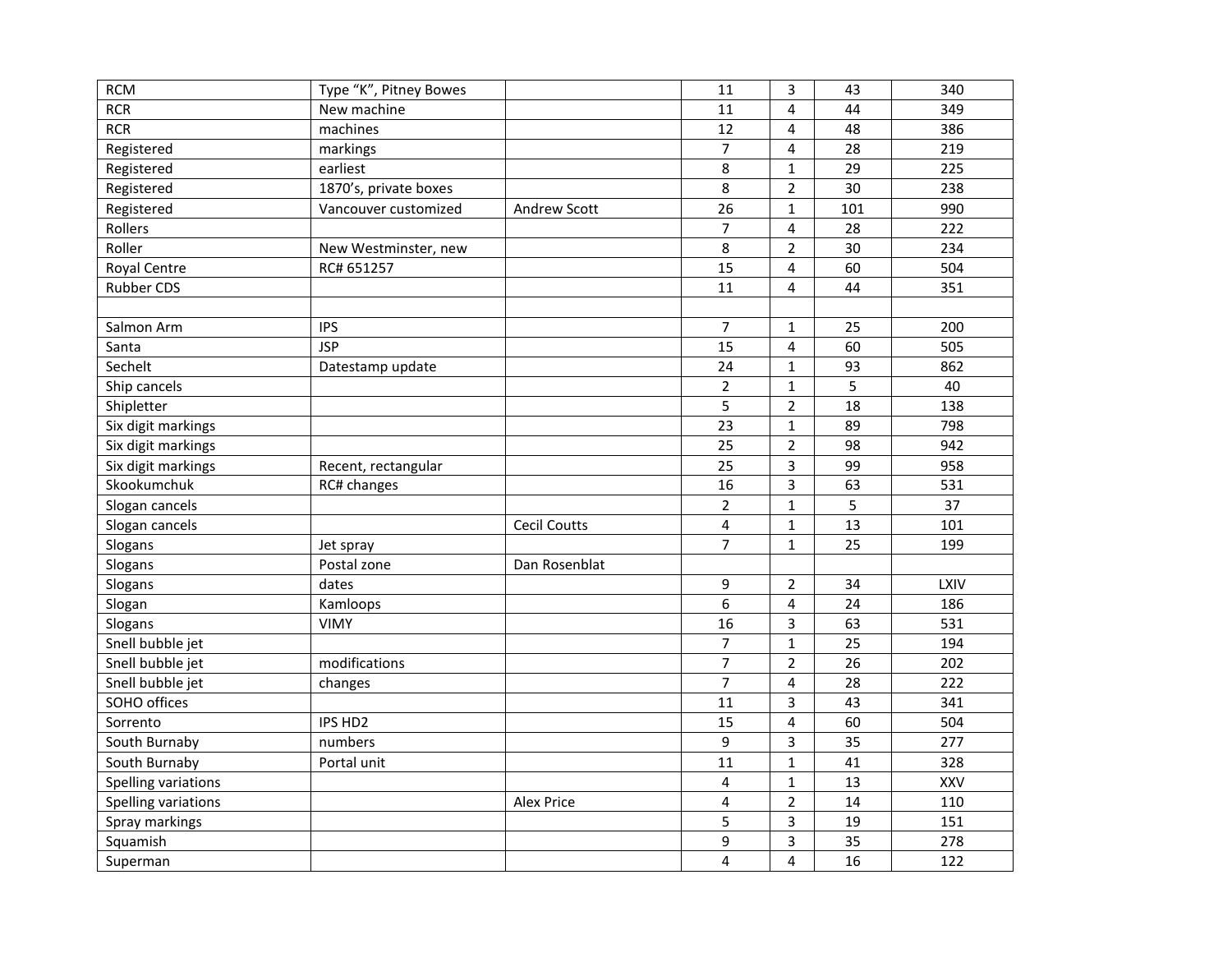| | | | | | | |
|---|---|---|---|---|---|---|
| RCM | Type "K", Pitney Bowes | | 11 | 3 | 43 | 340 |
| RCR | New machine | | 11 | 4 | 44 | 349 |
| RCR | machines | | 12 | 4 | 48 | 386 |
| Registered | markings | | 7 | 4 | 28 | 219 |
| Registered | earliest | | 8 | 1 | 29 | 225 |
| Registered | 1870's, private boxes | | 8 | 2 | 30 | 238 |
| Registered | Vancouver customized | Andrew Scott | 26 | 1 | 101 | 990 |
| Rollers | | | 7 | 4 | 28 | 222 |
| Roller | New Westminster, new | | 8 | 2 | 30 | 234 |
| Royal Centre | RC# 651257 | | 15 | 4 | 60 | 504 |
| Rubber CDS | | | 11 | 4 | 44 | 351 |
| | | | | | | |
| Salmon Arm | IPS | | 7 | 1 | 25 | 200 |
| Santa | JSP | | 15 | 4 | 60 | 505 |
| Sechelt | Datestamp update | | 24 | 1 | 93 | 862 |
| Ship cancels | | | 2 | 1 | 5 | 40 |
| Shipletter | | | 5 | 2 | 18 | 138 |
| Six digit markings | | | 23 | 1 | 89 | 798 |
| Six digit markings | | | 25 | 2 | 98 | 942 |
| Six digit markings | Recent, rectangular | | 25 | 3 | 99 | 958 |
| Skookumchuk | RC# changes | | 16 | 3 | 63 | 531 |
| Slogan cancels | | | 2 | 1 | 5 | 37 |
| Slogan cancels | | Cecil Coutts | 4 | 1 | 13 | 101 |
| Slogans | Jet spray | | 7 | 1 | 25 | 199 |
| Slogans | Postal zone | Dan Rosenblat | | | | |
| Slogans | dates | | 9 | 2 | 34 | LXIV |
| Slogan | Kamloops | | 6 | 4 | 24 | 186 |
| Slogans | VIMY | | 16 | 3 | 63 | 531 |
| Snell bubble jet | | | 7 | 1 | 25 | 194 |
| Snell bubble jet | modifications | | 7 | 2 | 26 | 202 |
| Snell bubble jet | changes | | 7 | 4 | 28 | 222 |
| SOHO offices | | | 11 | 3 | 43 | 341 |
| Sorrento | IPS HD2 | | 15 | 4 | 60 | 504 |
| South Burnaby | numbers | | 9 | 3 | 35 | 277 |
| South Burnaby | Portal unit | | 11 | 1 | 41 | 328 |
| Spelling variations | | | 4 | 1 | 13 | XXV |
| Spelling variations | | Alex Price | 4 | 2 | 14 | 110 |
| Spray markings | | | 5 | 3 | 19 | 151 |
| Squamish | | | 9 | 3 | 35 | 278 |
| Superman | | | 4 | 4 | 16 | 122 |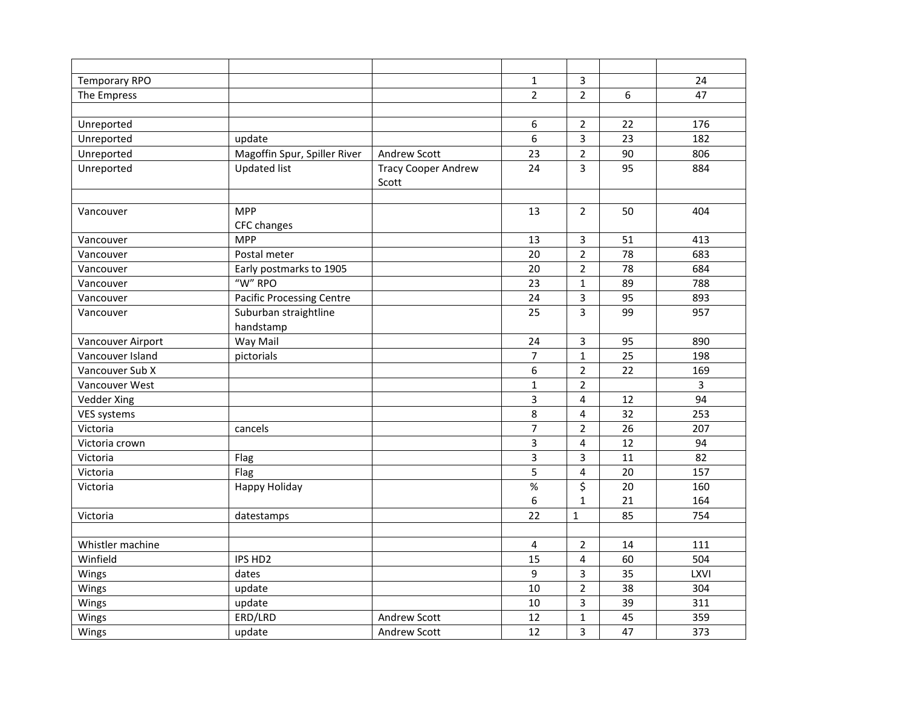| | | | | | | |
|---|---|---|---|---|---|---|
| Temporary RPO | | | 1 | 3 | | 24 |
| The Empress | | | 2 | 2 | 6 | 47 |
| | | | | | | |
| Unreported | | | 6 | 2 | 22 | 176 |
| Unreported | update | | 6 | 3 | 23 | 182 |
| Unreported | Magoffin Spur, Spiller River | Andrew Scott | 23 | 2 | 90 | 806 |
| Unreported | Updated list | Tracy Cooper Andrew Scott | 24 | 3 | 95 | 884 |
| | | | | | | |
| Vancouver | MPP CFC changes | | 13 | 2 | 50 | 404 |
| Vancouver | MPP | | 13 | 3 | 51 | 413 |
| Vancouver | Postal meter | | 20 | 2 | 78 | 683 |
| Vancouver | Early postmarks to 1905 | | 20 | 2 | 78 | 684 |
| Vancouver | "W" RPO | | 23 | 1 | 89 | 788 |
| Vancouver | Pacific Processing Centre | | 24 | 3 | 95 | 893 |
| Vancouver | Suburban straightline handstamp | | 25 | 3 | 99 | 957 |
| Vancouver Airport | Way Mail | | 24 | 3 | 95 | 890 |
| Vancouver Island | pictorials | | 7 | 1 | 25 | 198 |
| Vancouver Sub X | | | 6 | 2 | 22 | 169 |
| Vancouver West | | | 1 | 2 | | 3 |
| Vedder Xing | | | 3 | 4 | 12 | 94 |
| VES systems | | | 8 | 4 | 32 | 253 |
| Victoria | cancels | | 7 | 2 | 26 | 207 |
| Victoria crown | | | 3 | 4 | 12 | 94 |
| Victoria | Flag | | 3 | 3 | 11 | 82 |
| Victoria | Flag | | 5 | 4 | 20 | 157 |
| Victoria | Happy Holiday | | % 6 | $ 1 | 20 21 | 160 164 |
| Victoria | datestamps | | 22 | 1 | 85 | 754 |
| | | | | | | |
| Whistler machine | | | 4 | 2 | 14 | 111 |
| Winfield | IPS HD2 | | 15 | 4 | 60 | 504 |
| Wings | dates | | 9 | 3 | 35 | LXVI |
| Wings | update | | 10 | 2 | 38 | 304 |
| Wings | update | | 10 | 3 | 39 | 311 |
| Wings | ERD/LRD | Andrew Scott | 12 | 1 | 45 | 359 |
| Wings | update | Andrew Scott | 12 | 3 | 47 | 373 |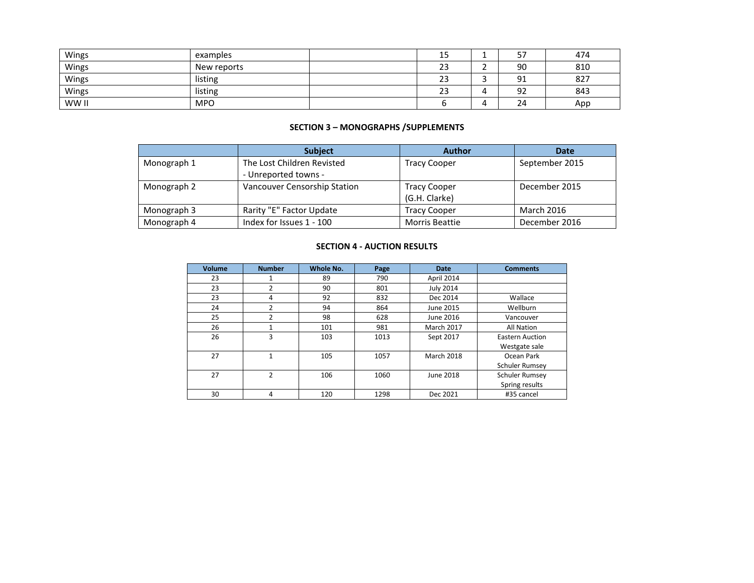| | | | | | | |
|---|---|---|---|---|---|---|
| Wings | examples | | 15 | 1 | 57 | 474 |
| Wings | New reports | | 23 | 2 | 90 | 810 |
| Wings | listing | | 23 | 3 | 91 | 827 |
| Wings | listing | | 23 | 4 | 92 | 843 |
| WW II | MPO | | 6 | 4 | 24 | App |

## SECTION 3 – MONOGRAPHS /SUPPLEMENTS

| | Subject | Author | Date |
|---|---|---|---|
| Monograph 1 | The Lost Children Revisted - Unreported towns - | Tracy Cooper | September 2015 |
| Monograph 2 | Vancouver Censorship Station | Tracy Cooper (G.H. Clarke) | December 2015 |
| Monograph 3 | Rarity "E" Factor Update | Tracy Cooper | March 2016 |
| Monograph 4 | Index for Issues 1 - 100 | Morris Beattie | December 2016 |

## SECTION 4 - AUCTION RESULTS

| Volume | Number | Whole No. | Page | Date | Comments |
|---|---|---|---|---|---|
| 23 | 1 | 89 | 790 | April 2014 | |
| 23 | 2 | 90 | 801 | July 2014 | |
| 23 | 4 | 92 | 832 | Dec 2014 | Wallace |
| 24 | 2 | 94 | 864 | June 2015 | Wellburn |
| 25 | 2 | 98 | 628 | June 2016 | Vancouver |
| 26 | 1 | 101 | 981 | March 2017 | All Nation |
| 26 | 3 | 103 | 1013 | Sept 2017 | Eastern Auction Westgate sale |
| 27 | 1 | 105 | 1057 | March 2018 | Ocean Park Schuler Rumsey |
| 27 | 2 | 106 | 1060 | June 2018 | Schuler Rumsey Spring results |
| 30 | 4 | 120 | 1298 | Dec 2021 | #35 cancel |